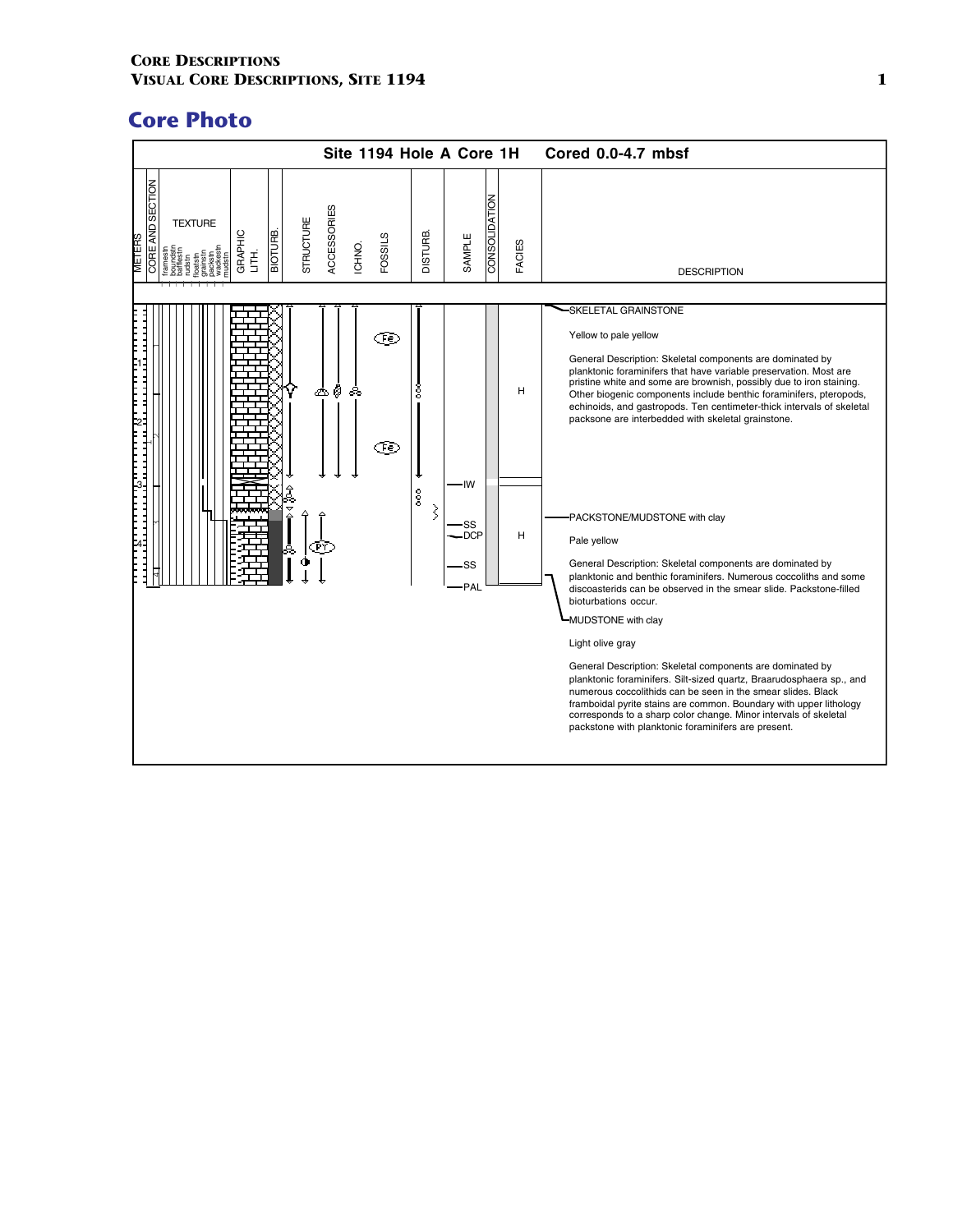## Core Photo

**Site 1194 Hole A Core 1H    Cored 0.0-4.7 mbsf**

| METERS | CORE AND SECTION | TEXTURE | GRAPHIC LITH. | BIOTURB. | STRUCTURE | ACCESSORIES | ICHNO. | FOSSILS | DISTURB. | SAMPLE | CONSOLIDATION | FACIES | DESCRIPTION |
|---|---|---|---|---|---|---|---|---|---|---|---|---|---|

SKELETAL GRAINSTONE

Yellow to pale yellow

General Description: Skeletal components are dominated by planktonic foraminifers that have variable preservation. Most are pristine white and some are brownish, possibly due to iron staining. Other biogenic components include benthic foraminifers, pteropods, echinoids, and gastropods. Ten centimeter-thick intervals of skeletal packsone are interbedded with skeletal grainstone.

PACKSTONE/MUDSTONE with clay

Pale yellow

General Description: Skeletal components are dominated by planktonic and benthic foraminifers. Numerous coccoliths and some discoasterids can be observed in the smear slide. Packstone-filled bioturbations occur.

MUDSTONE with clay

Light olive gray

General Description: Skeletal components are dominated by planktonic foraminifers. Silt-sized quartz, Braarudosphaera sp., and numerous coccolithids can be seen in the smear slides. Black framboidal pyrite stains are common. Boundary with upper lithology corresponds to a sharp color change. Minor intervals of skeletal packstone with planktonic foraminifers are present.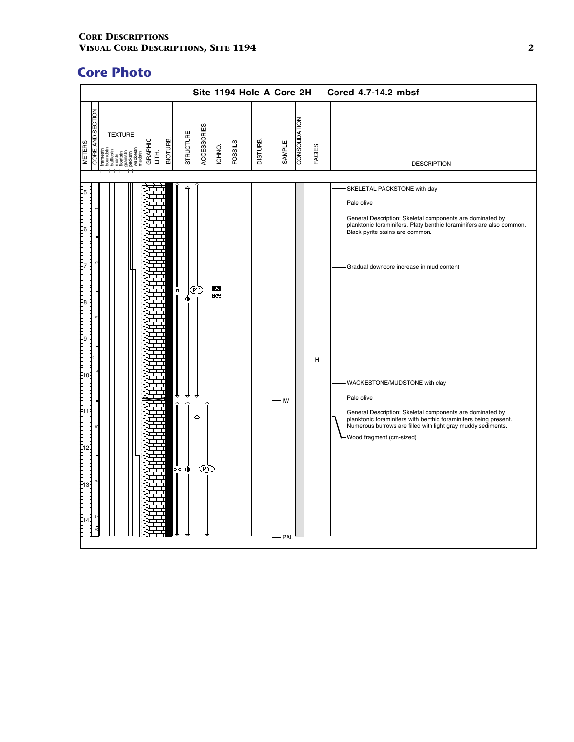## Core Photo

**Site 1194 Hole A Core 2H — Cored 4.7-14.2 mbsf**

METERS | CORE AND SECTION | TEXTURE (framestn, boundstn, bafflestn, rudstn, floatstn, grainstn, packstn, wackestn, mudstn) | GRAPHIC LITH. | BIOTURB. | STRUCTURE | ACCESSORIES | ICHNO. | FOSSILS | DISTURB. | SAMPLE | CONSOLIDATION | FACIES | DESCRIPTION

Sample: IW; PAL

Facies: H

SKELETAL PACKSTONE with clay

Pale olive

General Description: Skeletal components are dominated by planktonic foraminifers. Platy benthic foraminifers are also common. Black pyrite stains are common.

Gradual downcore increase in mud content

WACKESTONE/MUDSTONE with clay

Pale olive

General Description: Skeletal components are dominated by planktonic foraminifers with benthic foraminifers being present. Numerous burrows are filled with light gray muddy sediments.

Wood fragment (cm-sized)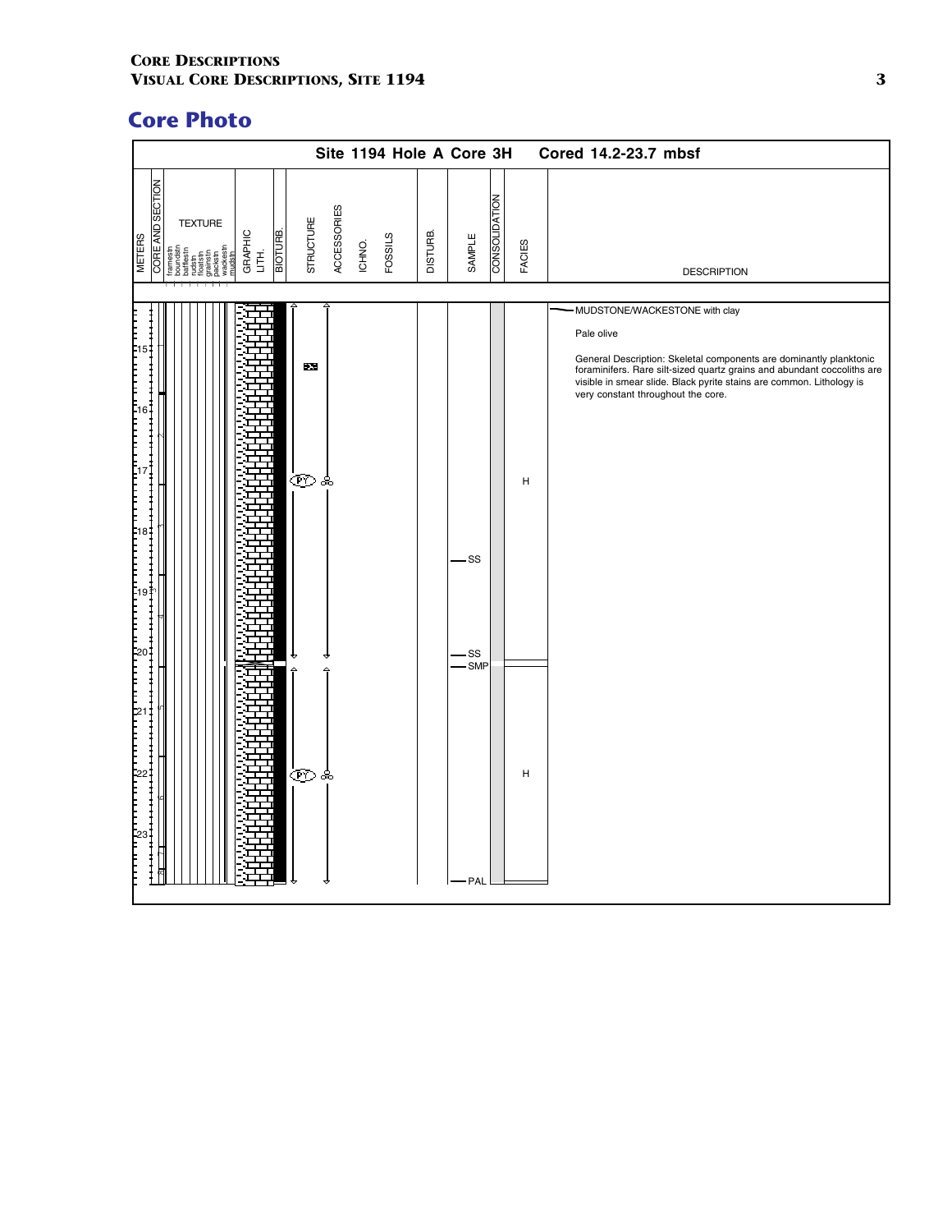# Core Photo

**Site 1194 Hole A Core 3H  Cored 14.2-23.7 mbsf**

| METERS | CORE AND SECTION | TEXTURE | GRAPHIC LITH. | BIOTURB. | STRUCTURE | ACCESSORIES | ICHNO. | FOSSILS | DISTURB. | SAMPLE | CONSOLIDATION | FACIES | DESCRIPTION |
|---|---|---|---|---|---|---|---|---|---|---|---|---|---|

Texture scale: framestn, boundstn, bafflestn, rudstn, floatstn, grainstn, packstn, wackestn, mudstn

Depth markers: 15, 16, 17, 18, 19, 20, 21, 22, 23

Samples: SS, SS, SMP, PAL

Accessories: PY

Facies: H, H

**DESCRIPTION**

MUDSTONE/WACKESTONE with clay

Pale olive

General Description: Skeletal components are dominantly planktonic foraminifers. Rare silt-sized quartz grains and abundant coccoliths are visible in smear slide. Black pyrite stains are common. Lithology is very constant throughout the core.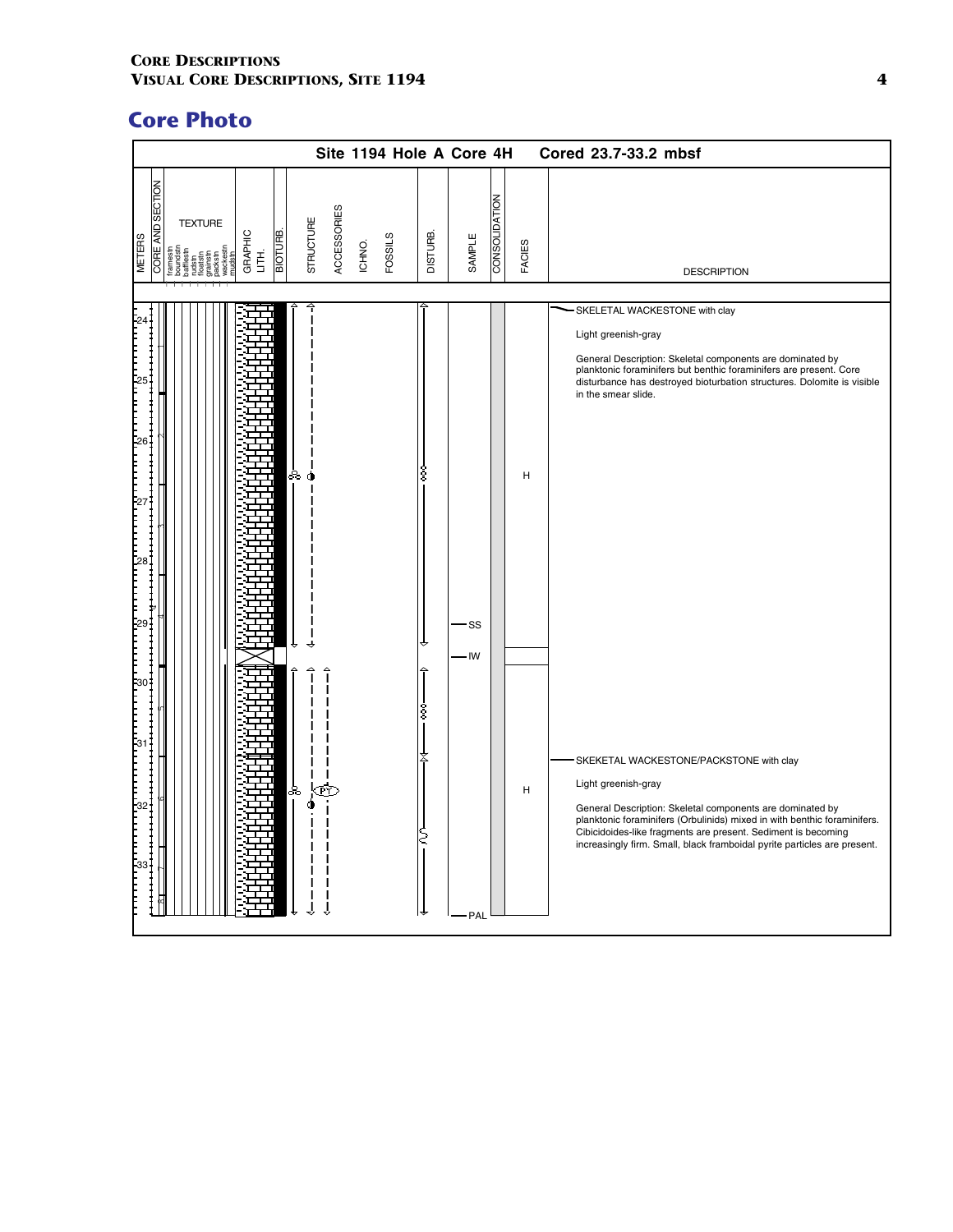## Core Photo

**Site 1194 Hole A Core 4H** — **Cored 23.7-33.2 mbsf**

METERS | CORE AND SECTION | TEXTURE (framestn, boundstn, bafflestn, rudstn, floatstn, grainstn, packstn, wackestn, mudstn) | GRAPHIC LITH. | BIOTURB. | STRUCTURE | ACCESSORIES | ICHNO. | FOSSILS | DISTURB. | SAMPLE | CONSOLIDATION | FACIES | DESCRIPTION

Samples: SS, IW, PAL

Facies: H, H

**SKELETAL WACKESTONE with clay**

Light greenish-gray

General Description: Skeletal components are dominated by planktonic foraminifers but benthic foraminifers are present. Core disturbance has destroyed bioturbation structures. Dolomite is visible in the smear slide.

**SKEKETAL WACKESTONE/PACKSTONE with clay**

Light greenish-gray

General Description: Skeletal components are dominated by planktonic foraminifers (Orbulinids) mixed in with benthic foraminifers. Cibicidoides-like fragments are present. Sediment is becoming increasingly firm. Small, black framboidal pyrite particles are present.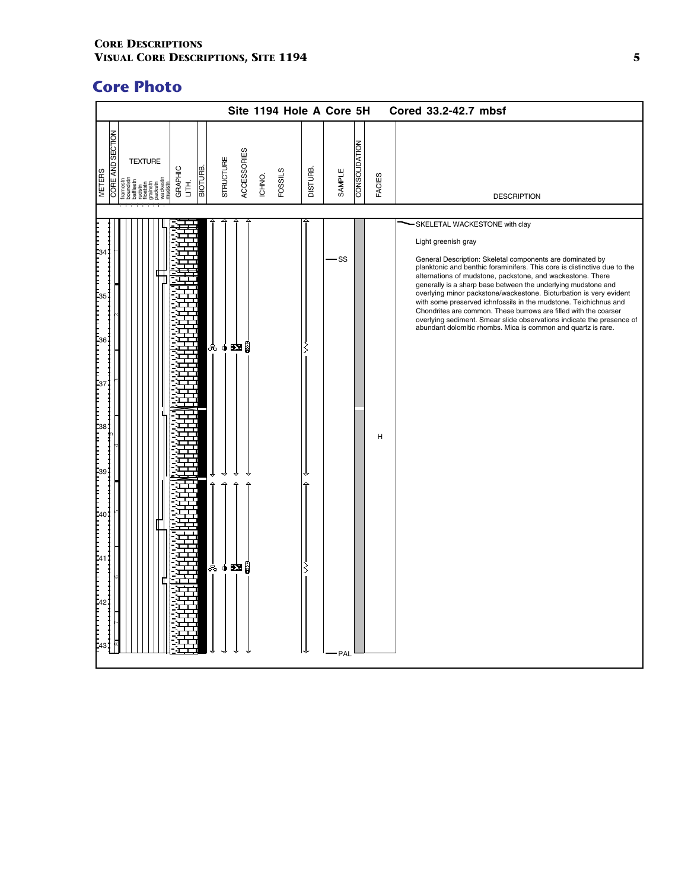## Core Photo

**Site 1194 Hole A Core 5H    Cored 33.2-42.7 mbsf**

METERS | CORE AND SECTION | TEXTURE (framestn, boundstn, bafflestn, rudstn, floatstn, grainstn, packstn, wackestn, mudstn) | GRAPHIC LITH. | BIOTURB. | STRUCTURE | ACCESSORIES | ICHNO. | FOSSILS | DISTURB. | SAMPLE | CONSOLIDATION | FACIES | DESCRIPTION

SS

PAL

H

**SKELETAL WACKESTONE with clay**

Light greenish gray

General Description: Skeletal components are dominated by planktonic and benthic foraminifers. This core is distinctive due to the alternations of mudstone, packstone, and wackestone. There generally is a sharp base between the underlying mudstone and overlying minor packstone/wackestone. Bioturbation is very evident with some preserved ichnfossils in the mudstone. Teichichnus and Chondrites are common. These burrows are filled with the coarser overlying sediment. Smear slide observations indicate the presence of abundant dolomitic rhombs. Mica is common and quartz is rare.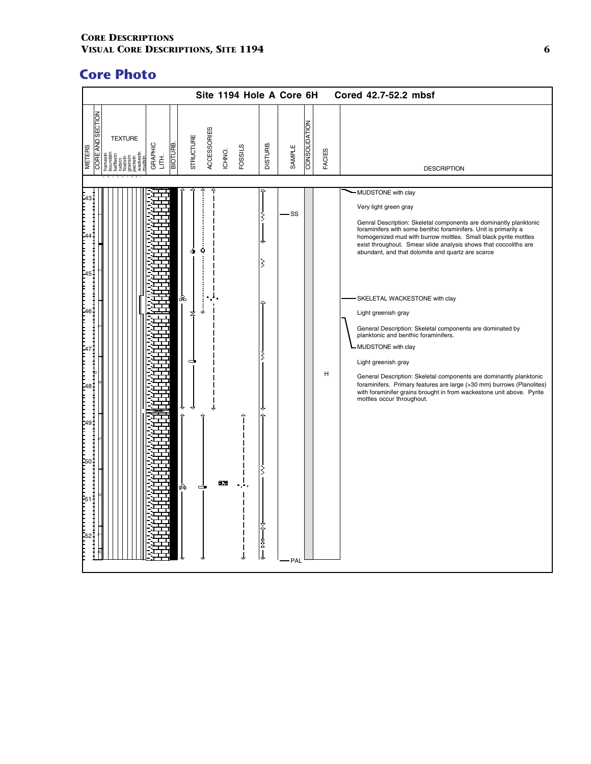## Core Photo

**Site 1194 Hole A Core 6H** — **Cored 42.7-52.2 mbsf**

| METERS | CORE AND SECTION | TEXTURE | GRAPHIC LITH. | BIOTURB. | STRUCTURE | ACCESSORIES | ICHNO. | FOSSILS | DISTURB. | SAMPLE | CONSOLIDATION | FACIES | DESCRIPTION |
|---|---|---|---|---|---|---|---|---|---|---|---|---|---|

Texture scale: framestn, boundstn, bafflestn, rudstn, floatstn, grainstn, packstn, wackestn, mudstn

Depth scale: 43, 44, 45, 46, 47, 48, 49, 50, 51, 52

Sections: 1, 2, 3, 4, 5, 6, 7, CC

Samples: SS, PAL

Facies: H

**MUDSTONE with clay**

Very light green gray

Genral Description: Skeletal components are dominantly planktonic foraminifers with some benthic foraminifers. Unit is primarily a homogenized mud with burrow mottles. Small black pyrite mottles exist throughout. Smear slide analysis shows that coccoliths are abundant, and that dolomite and quartz are scarce

**SKELETAL WACKESTONE with clay**

Light greenish gray

General Description: Skeletal components are dominated by planktonic and benthic foraminifers.

**MUDSTONE with clay**

Light greenish gray

General Description: Skeletal components are dominantly planktonic foraminifers. Primary features are large (>30 mm) burrows (Planolites) with foraminifer grains brought in from wackestone unit above. Pyrite mottles occur throughout.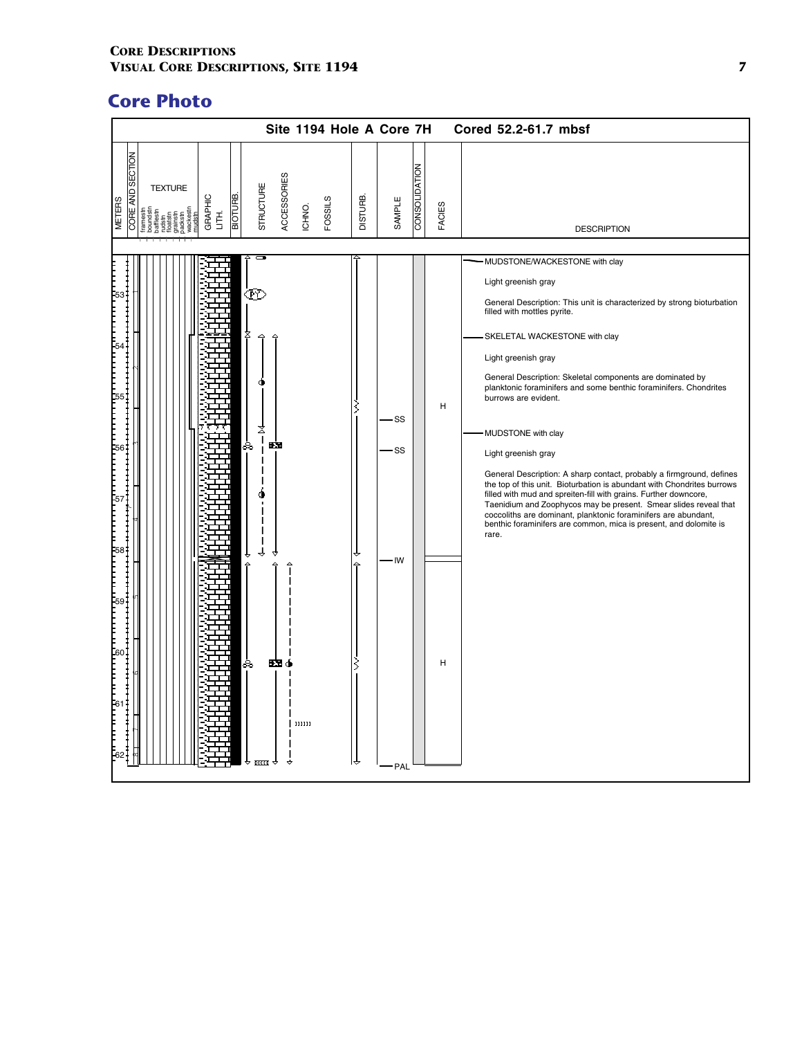## Core Photo

**Site 1194 Hole A Core 7H** Cored 52.2-61.7 mbsf

METERS | CORE AND SECTION | TEXTURE (framestn, boundstn, bafflestn, rudstn, floatstn, grainstn, packstn, wackestn, mudstn) | GRAPHIC LITH. | BIOTURB. | STRUCTURE | ACCESSORIES | ICHNO. | FOSSILS | DISTURB. | SAMPLE | CONSOLIDATION | FACIES | DESCRIPTION

53, 54, 55, 56, 57, 58, 59, 60, 61, 62

SS
SS
IW
PAL

H
H

**MUDSTONE/WACKESTONE with clay**

Light greenish gray

General Description: This unit is characterized by strong bioturbation filled with mottles pyrite.

**SKELETAL WACKESTONE with clay**

Light greenish gray

General Description: Skeletal components are dominated by planktonic foraminifers and some benthic foraminifers. Chondrites burrows are evident.

**MUDSTONE with clay**

Light greenish gray

General Description: A sharp contact, probably a firmground, defines the top of this unit. Bioturbation is abundant with Chondrites burrows filled with mud and spreiten-fill with grains. Further downcore, Taenidium and Zoophycos may be present. Smear slides reveal that coccoliths are dominant, planktonic foraminifers are abundant, benthic foraminifers are common, mica is present, and dolomite is rare.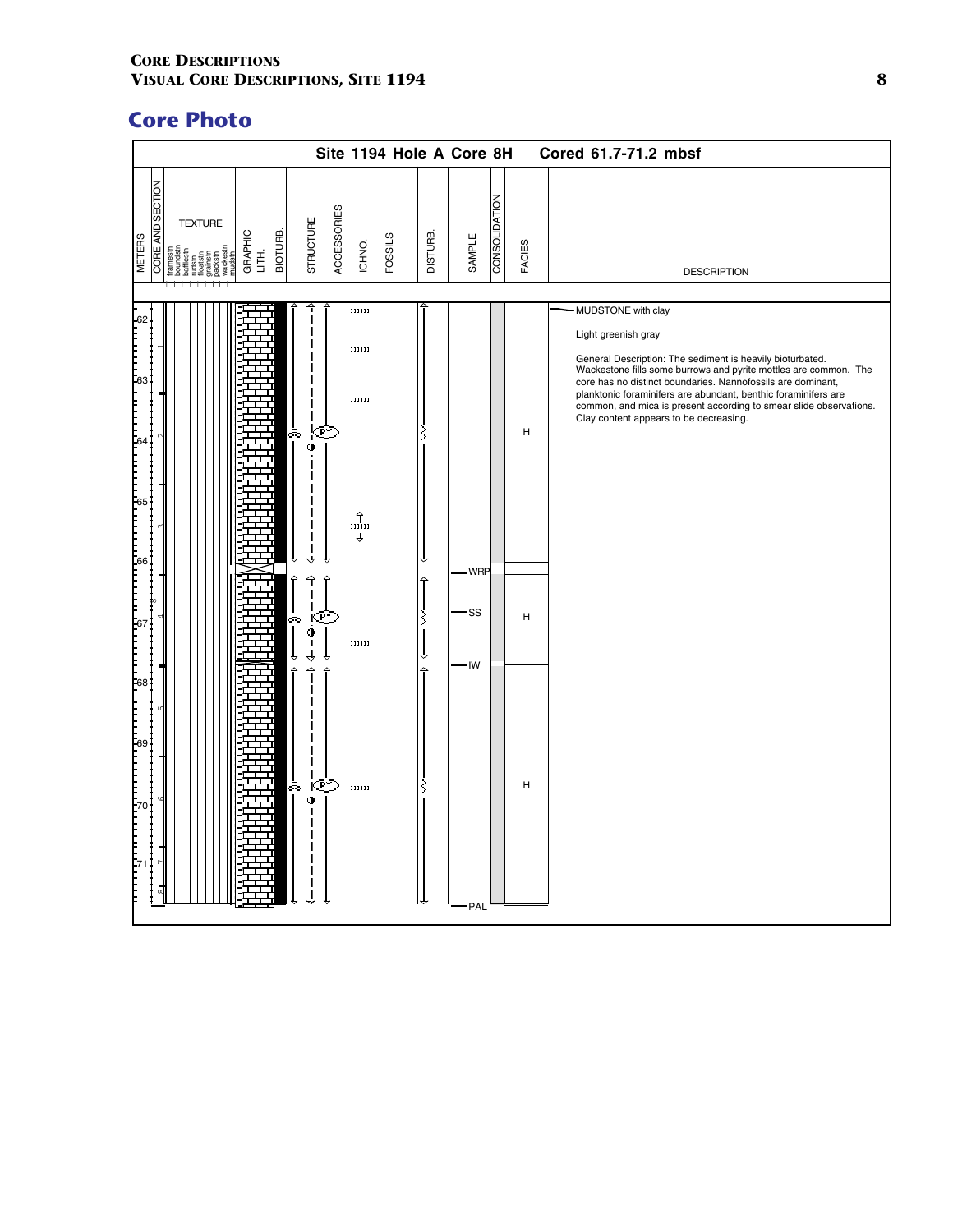## Core Photo

**Site 1194 Hole A Core 8H — Cored 61.7-71.2 mbsf**

| METERS | CORE AND SECTION | TEXTURE | GRAPHIC LITH. | BIOTURB. | STRUCTURE | ACCESSORIES | ICHNO. | FOSSILS | DISTURB. | SAMPLE | CONSOLIDATION | FACIES | DESCRIPTION |
|---|---|---|---|---|---|---|---|---|---|---|---|---|---|
| 62–66 | 1–3 | | | | | PY | | | | | | H | MUDSTONE with clay |
| 66–67.5 | 4 | | | | | PY | | | | WRP, SS, IW | | H | |
| 67.5–71.2 | 5–7, CC | | | | | PY | | | | PAL | | H | |

**MUDSTONE with clay**

Light greenish gray

General Description: The sediment is heavily bioturbated. Wackestone fills some burrows and pyrite mottles are common. The core has no distinct boundaries. Nannofossils are dominant, planktonic foraminifers are abundant, benthic foraminifers are common, and mica is present according to smear slide observations. Clay content appears to be decreasing.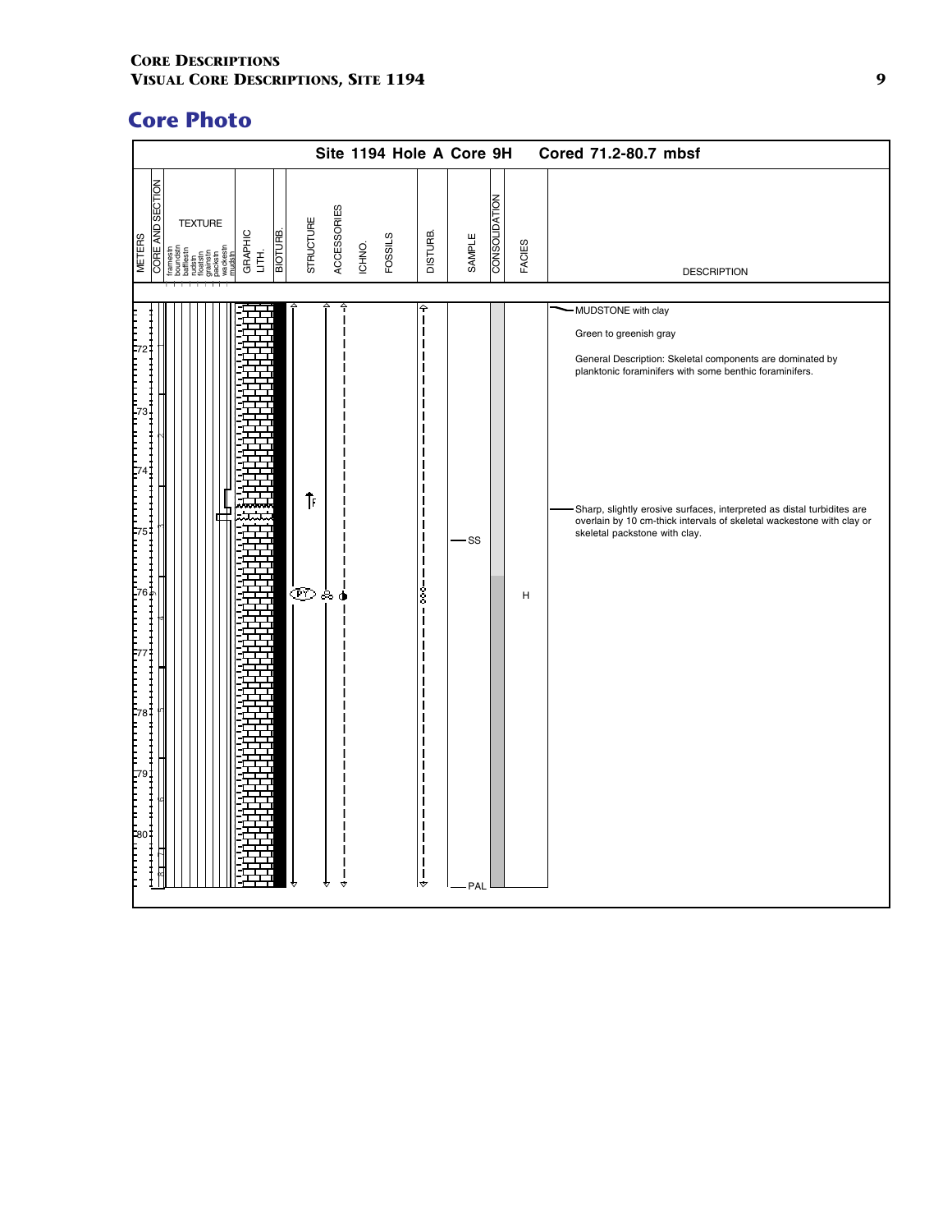## Core Photo

**Site 1194 Hole A Core 9H** Cored 71.2-80.7 mbsf

| METERS | CORE AND SECTION | TEXTURE | GRAPHIC LITH. | BIOTURB. | STRUCTURE | ACCESSORIES | ICHNO. | FOSSILS | DISTURB. | SAMPLE | CONSOLIDATION | FACIES | DESCRIPTION |
|---|---|---|---|---|---|---|---|---|---|---|---|---|---|

Texture columns: framestn, boundstn, bafflestn, rudstn, floatstn, grainstn, packstn, wackestn, mudstn

Depth scale: 72, 73, 74, 75, 76, 77, 78, 79, 80

Sections: 1, 2, 3, 4, 5, 6, 7, CC

Sample: SS (~75.1 m), PAL (base)

Structure: F (~74.5 m), PY (~76 m)

Facies: H

**DESCRIPTION**

MUDSTONE with clay

Green to greenish gray

General Description: Skeletal components are dominated by planktonic foraminifers with some benthic foraminifers.

Sharp, slightly erosive surfaces, interpreted as distal turbidites are overlain by 10 cm-thick intervals of skeletal wackestone with clay or skeletal packstone with clay.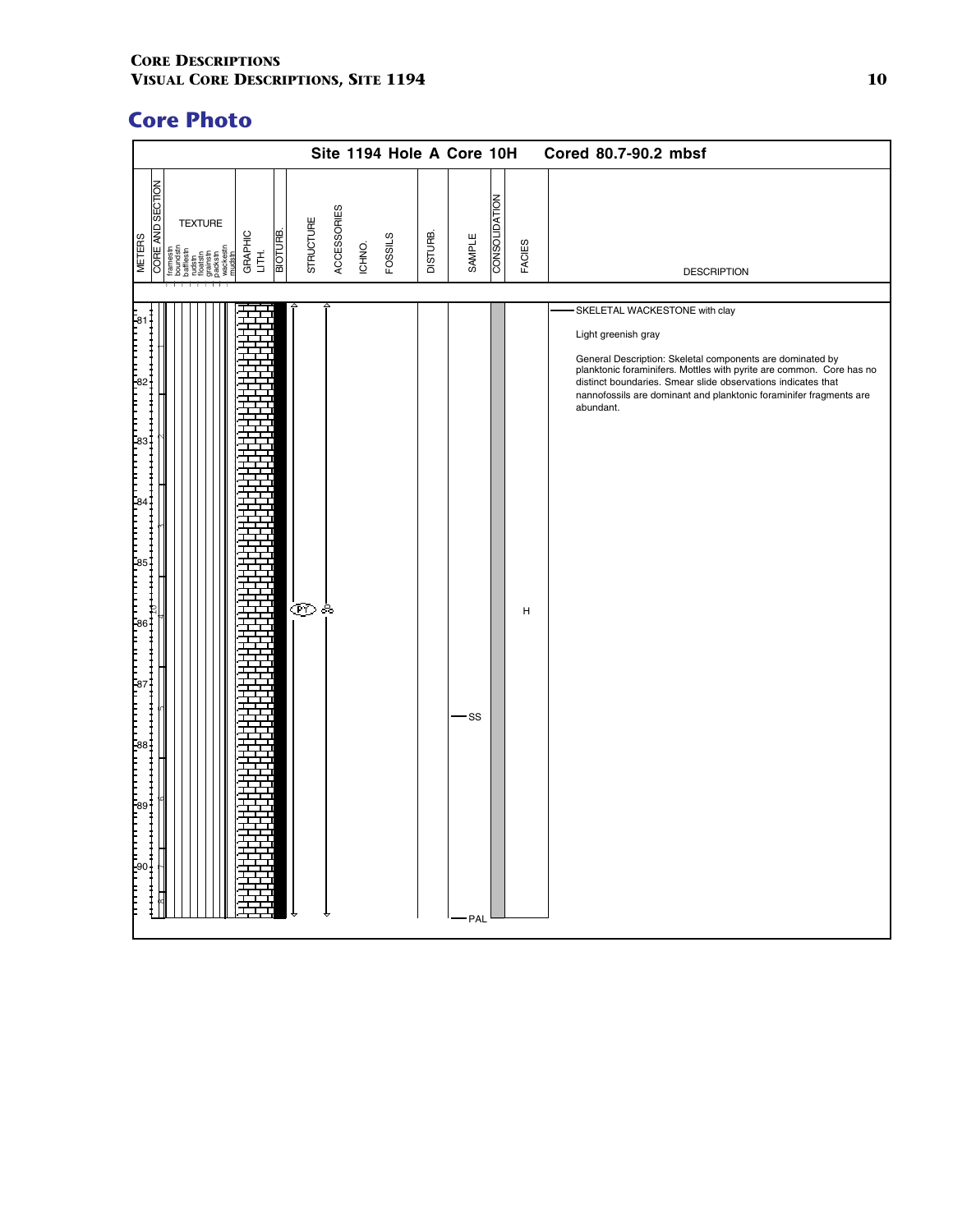## Core Photo

**Site 1194 Hole A Core 10H　　Cored 80.7-90.2 mbsf**

| METERS | CORE AND SECTION | TEXTURE | GRAPHIC LITH. | BIOTURB. | STRUCTURE | ACCESSORIES | ICHNO. | FOSSILS | DISTURB. | SAMPLE | CONSOLIDATION | FACIES | DESCRIPTION |
|---|---|---|---|---|---|---|---|---|---|---|---|---|---|
| 81–90 | 10H (sections 1–8) | | | | | PY | | | | SS, PAL | | H | SKELETAL WACKESTONE with clay |

SKELETAL WACKESTONE with clay

Light greenish gray

General Description: Skeletal components are dominated by planktonic foraminifers. Mottles with pyrite are common. Core has no distinct boundaries. Smear slide observations indicates that nannofossils are dominant and planktonic foraminifer fragments are abundant.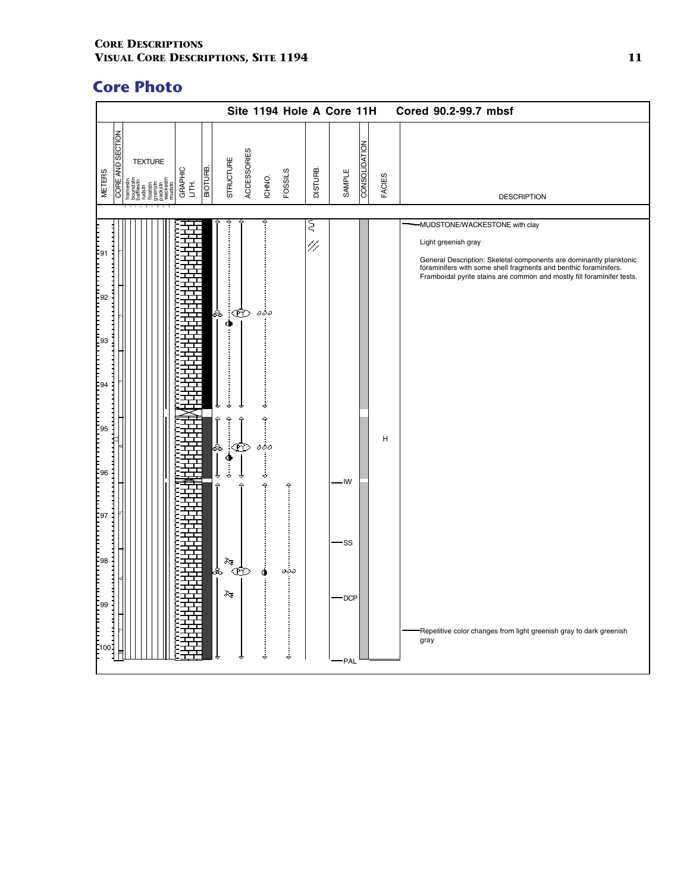## Core Photo

**Site 1194 Hole A Core 11H Cored 90.2-99.7 mbsf**

| METERS | CORE AND SECTION | TEXTURE | GRAPHIC LITH. | BIOTURB. | STRUCTURE | ACCESSORIES | ICHNO. | FOSSILS | DISTURB. | SAMPLE | CONSOLIDATION | FACIES | DESCRIPTION |
|---|---|---|---|---|---|---|---|---|---|---|---|---|---|

MUDSTONE/WACKESTONE with clay

Light greenish gray

General Description: Skeletal components are dominantly planktonic foraminifers with some shell fragments and benthic foraminifers. Framboidal pyrite stains are common and mostly fill foraminifer tests.

Repetitive color changes from light greenish gray to dark greenish gray

Samples: IW, SS, DCP, PAL

Facies: H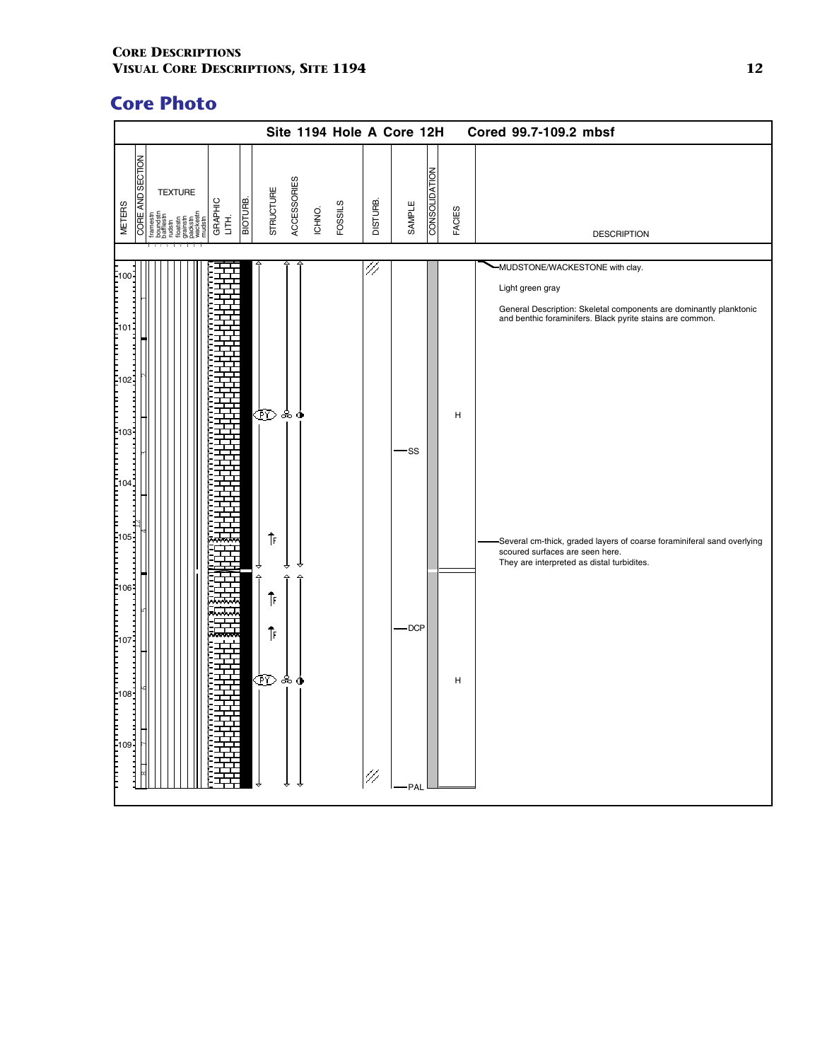## Core Photo

**Site 1194 Hole A Core 12H — Cored 99.7-109.2 mbsf**

| METERS | CORE AND SECTION | TEXTURE | GRAPHIC LITH. | BIOTURB. | STRUCTURE | ACCESSORIES | ICHNO. | FOSSILS | DISTURB. | SAMPLE | CONSOLIDATION | FACIES | DESCRIPTION |
|---|---|---|---|---|---|---|---|---|---|---|---|---|---|

Texture columns: framestn, boundstn, bafflestn, rudstn, floatstn, grainstn, packstn, wackestn, mudstn

Samples: SS, DCP, PAL

Facies: H, H

MUDSTONE/WACKESTONE with clay.

Light green gray

General Description: Skeletal components are dominantly planktonic and benthic foraminifers. Black pyrite stains are common.

Several cm-thick, graded layers of coarse foraminiferal sand overlying scoured surfaces are seen here. They are interpreted as distal turbidites.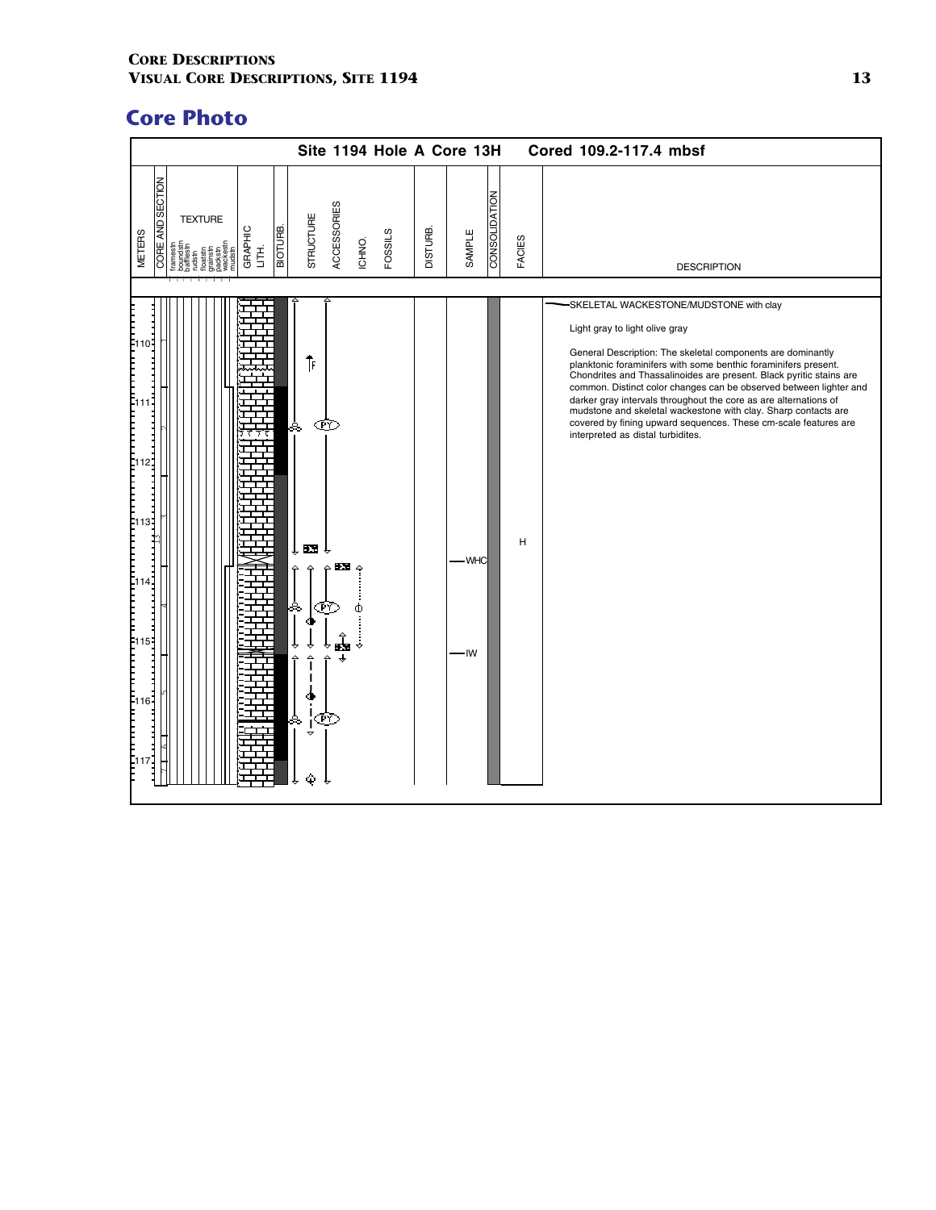## Core Photo

**Site 1194 Hole A Core 13H — Cored 109.2-117.4 mbsf**

METERS | CORE AND SECTION | TEXTURE (framestn, boundstn, bafflestn, rudstn, floatstn, grainstn, packstn, wackestn, mudstn) | GRAPHIC LITH. | BIOTURB. | STRUCTURE | ACCESSORIES | ICHNO. | FOSSILS | DISTURB. | SAMPLE | CONSOLIDATION | FACIES | DESCRIPTION

110, 111, 112, 113, 114, 115, 116, 117

1, 2, 3, 4, 5, 6, 7, CC

F

PY

PY

PY

WHC

IW

H

SKELETAL WACKESTONE/MUDSTONE with clay

Light gray to light olive gray

General Description: The skeletal components are dominantly planktonic foraminifers with some benthic foraminifers present. Chondrites and Thassalinoides are present. Black pyritic stains are common. Distinct color changes can be observed between lighter and darker gray intervals throughout the core as are alternations of mudstone and skeletal wackestone with clay. Sharp contacts are covered by fining upward sequences. These cm-scale features are interpreted as distal turbidites.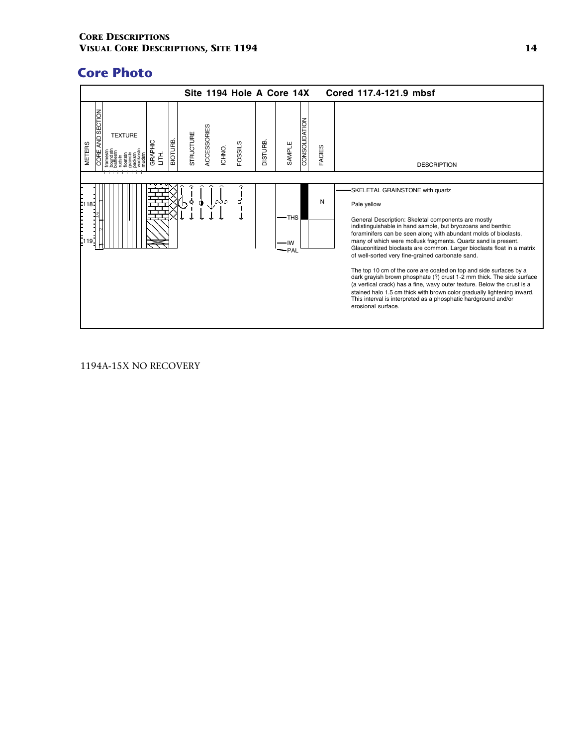## Core Photo

**Site 1194 Hole A Core 14X Cored 117.4-121.9 mbsf**

| METERS | CORE AND SECTION | TEXTURE | GRAPHIC LITH. | BIOTURB. | STRUCTURE | ACCESSORIES | ICHNO. | FOSSILS | DISTURB. | SAMPLE | CONSOLIDATION | FACIES | DESCRIPTION |
|---|---|---|---|---|---|---|---|---|---|---|---|---|---|
| 118 | 1 | | | | | | | | | THS | | N | SKELETAL GRAINSTONE with quartz |
| 119 | CC | | | | | | | | | IW, PAL | | | |

SKELETAL GRAINSTONE with quartz

Pale yellow

General Description: Skeletal components are mostly indistinguishable in hand sample, but bryozoans and benthic foraminifers can be seen along with abundant molds of bioclasts, many of which were mollusk fragments. Quartz sand is present. Glauconitized bioclasts are common. Larger bioclasts float in a matrix of well-sorted very fine-grained carbonate sand.

The top 10 cm of the core are coated on top and side surfaces by a dark grayish brown phosphate (?) crust 1-2 mm thick. The side surface (a vertical crack) has a fine, wavy outer texture. Below the crust is a stained halo 1.5 cm thick with brown color gradually lightening inward. This interval is interpreted as a phosphatic hardground and/or erosional surface.

1194A-15X NO RECOVERY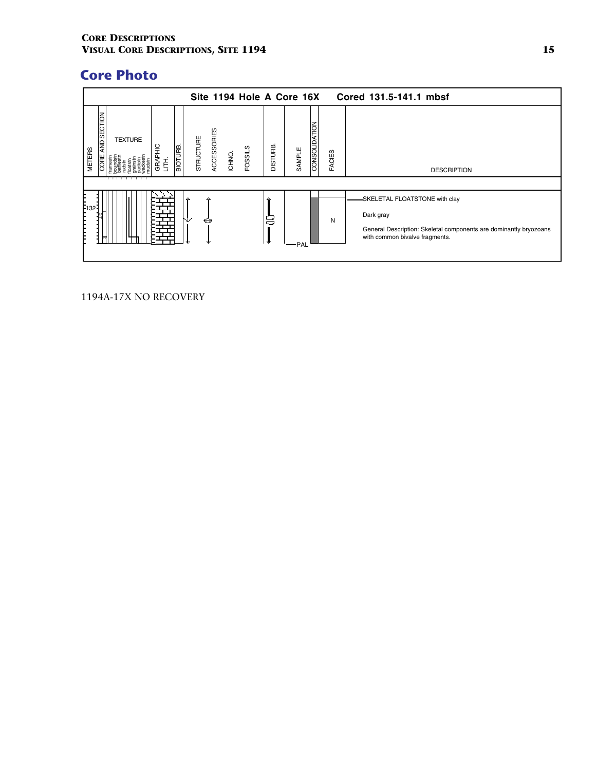## Core Photo

**Site 1194 Hole A Core 16X   Cored 131.5-141.1 mbsf**

| METERS | CORE AND SECTION | TEXTURE | GRAPHIC LITH. | BIOTURB. | STRUCTURE | ACCESSORIES | ICHNO. | FOSSILS | DISTURB. | SAMPLE | CONSOLIDATION | FACIES | DESCRIPTION |
|---|---|---|---|---|---|---|---|---|---|---|---|---|---|
| 132 | CC | | | | | | | | | PAL | | N | SKELETAL FLOATSTONE with clay<br><br>Dark gray<br><br>General Description: Skeletal components are dominantly bryozoans with common bivalve fragments. |

1194A-17X NO RECOVERY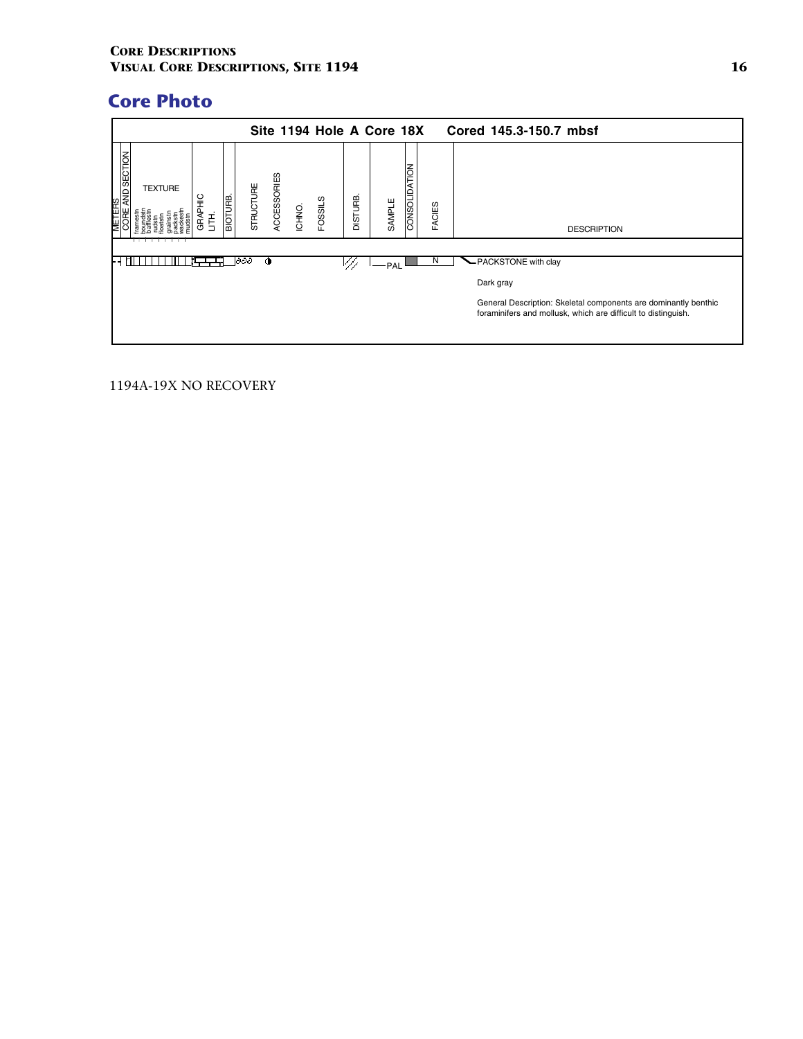## Core Photo

**Site 1194 Hole A Core 18X    Cored 145.3-150.7 mbsf**

| METERS | CORE AND SECTION | TEXTURE | GRAPHIC LITH. | BIOTURB. | STRUCTURE | ACCESSORIES | ICHNO. | FOSSILS | DISTURB. | SAMPLE | CONSOLIDATION | FACIES | DESCRIPTION |
|---|---|---|---|---|---|---|---|---|---|---|---|---|---|
| | | | | | | | | | | PAL | | N | PACKSTONE with clay<br><br>Dark gray<br><br>General Description: Skeletal components are dominantly benthic foraminifers and mollusk, which are difficult to distinguish. |

TEXTURE columns: framestn, boundstn, bafflestn, rudstn, floatstn, grainstn, packstn, wackestn, mudstn

1194A-19X NO RECOVERY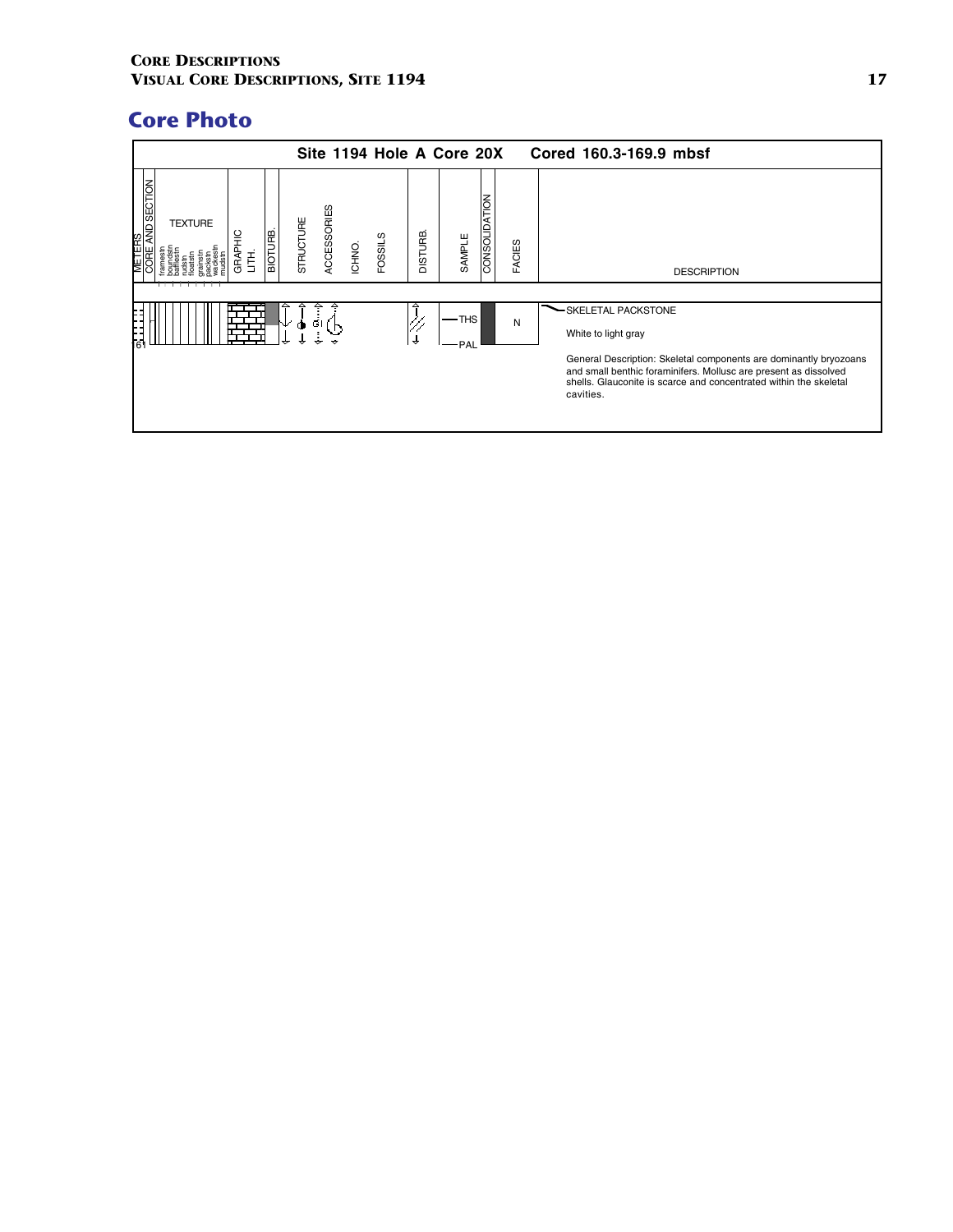## Core Photo

**Site 1194 Hole A Core 20X    Cored 160.3-169.9 mbsf**

| METERS | CORE AND SECTION | TEXTURE | GRAPHIC LITH. | BIOTURB. | STRUCTURE | ACCESSORIES | ICHNO. | FOSSILS | DISTURB. | SAMPLE | CONSOLIDATION | FACIES | DESCRIPTION |
|---|---|---|---|---|---|---|---|---|---|---|---|---|---|
| | 61 | | | | | Gl | | | | THS PAL | | N | SKELETAL PACKSTONE |

Texture scale: framestn, boundstn, bafflestn, rudstn, floatstn, grainstn, packstn, wackestn, mudstn

SKELETAL PACKSTONE

White to light gray

General Description: Skeletal components are dominantly bryozoans and small benthic foraminifers. Mollusc are present as dissolved shells. Glauconite is scarce and concentrated within the skeletal cavities.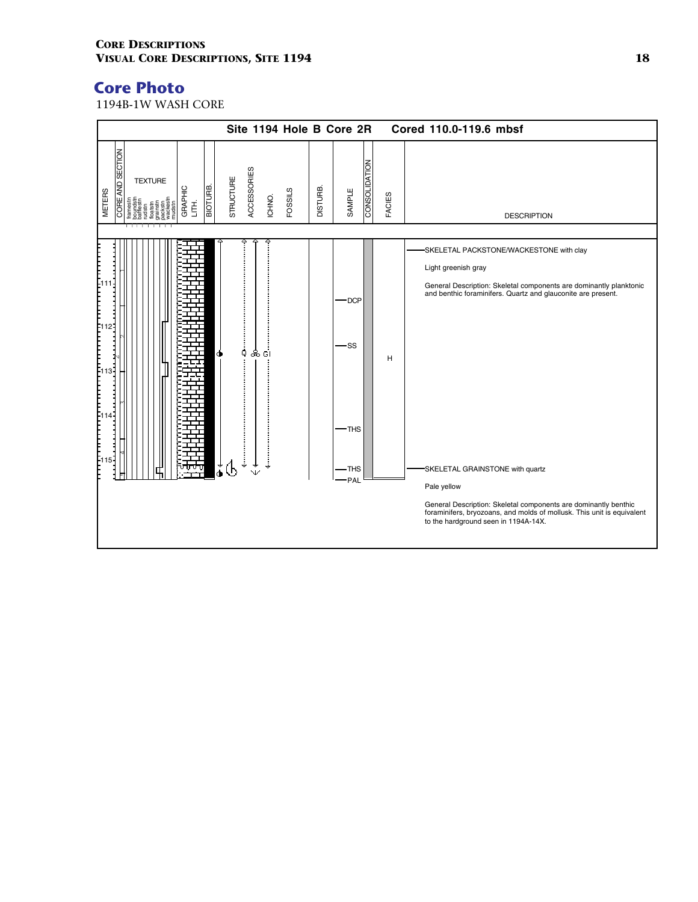## Core Photo

1194B-1W WASH CORE

**Site 1194 Hole B Core 2R Cored 110.0-119.6 mbsf**

| METERS | CORE AND SECTION | TEXTURE | GRAPHIC LITH. | BIOTURB. | STRUCTURE | ACCESSORIES | ICHNO. | FOSSILS | DISTURB. | SAMPLE | CONSOLIDATION | FACIES | DESCRIPTION |
|---|---|---|---|---|---|---|---|---|---|---|---|---|---|

TEXTURE: framestn, boundstn, bafflestn, rudstn, floatstn, grainstn, packstn, wackestn, mudstn

Samples: DCP, SS, THS, THS, PAL

Facies: H

Accessories: Q, Gl

SKELETAL PACKSTONE/WACKESTONE with clay

Light greenish gray

General Description: Skeletal components are dominantly planktonic and benthic foraminifers. Quartz and glauconite are present.

SKELETAL GRAINSTONE with quartz

Pale yellow

General Description: Skeletal components are dominantly benthic foraminifers, bryozoans, and molds of mollusk. This unit is equivalent to the hardground seen in 1194A-14X.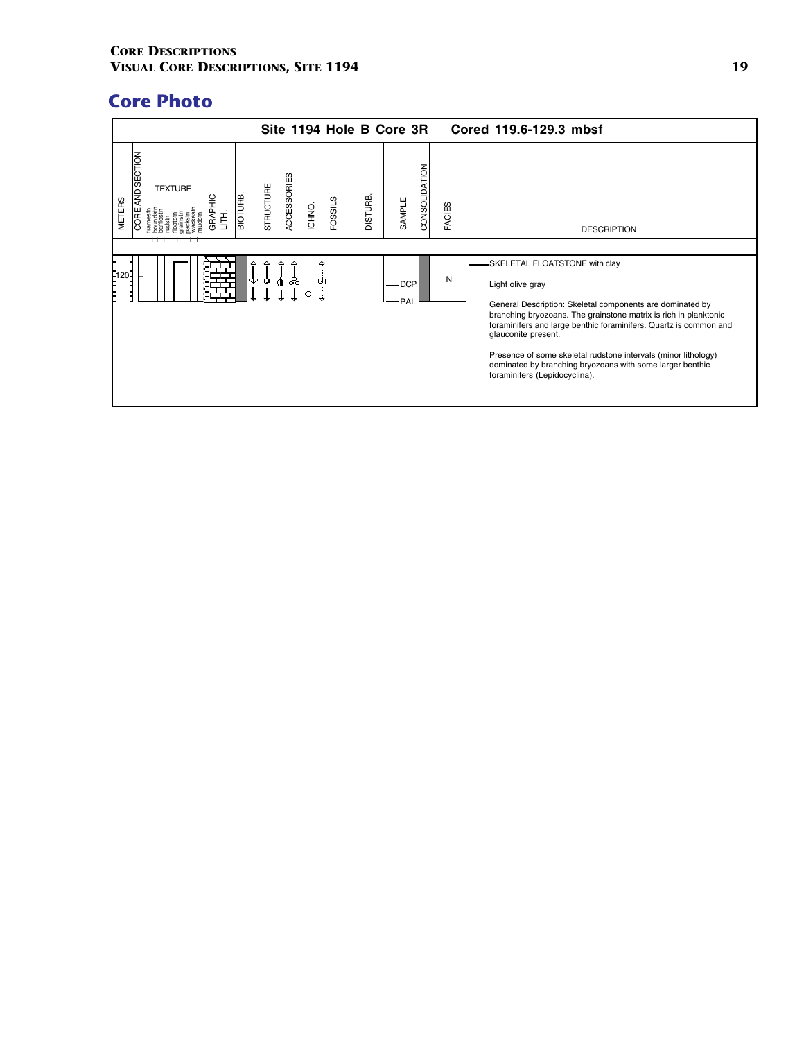## Core Photo

**Site 1194 Hole B Core 3R Cored 119.6-129.3 mbsf**

| METERS | CORE AND SECTION | TEXTURE | GRAPHIC LITH. | BIOTURB. | STRUCTURE | ACCESSORIES | ICHNO. | FOSSILS | DISTURB. | SAMPLE | CONSOLIDATION | FACIES | DESCRIPTION |
|---|---|---|---|---|---|---|---|---|---|---|---|---|---|
| 120 | | | | | | | | | | DCP PAL | | N | SKELETAL FLOATSTONE with clay |

Light olive gray

General Description: Skeletal components are dominated by branching bryozoans. The grainstone matrix is rich in planktonic foraminifers and large benthic foraminifers. Quartz is common and glauconite present.

Presence of some skeletal rudstone intervals (minor lithology) dominated by branching bryozoans with some larger benthic foraminifers (Lepidocyclina).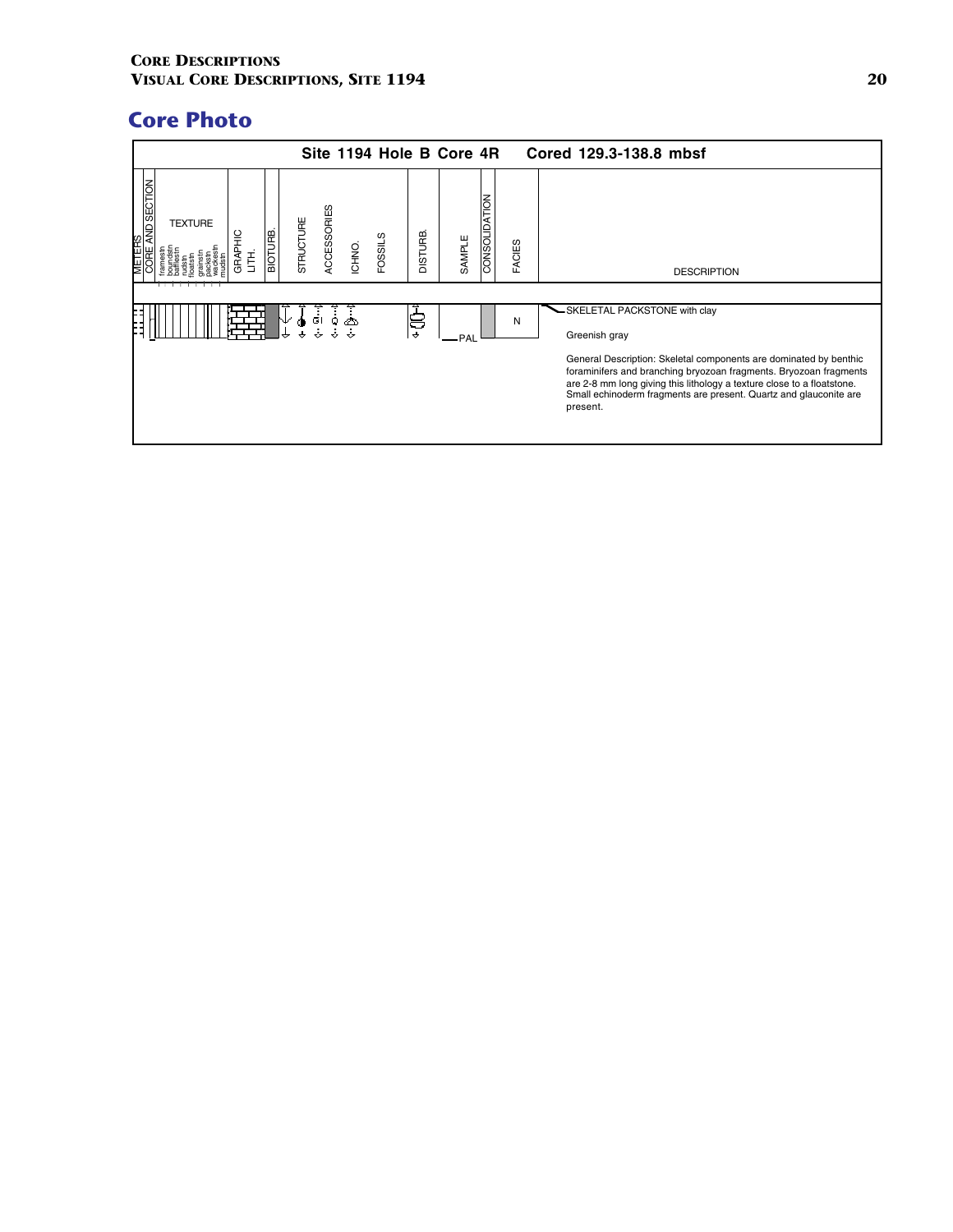## Core Photo

**Site 1194 Hole B Core 4R  Cored 129.3-138.8 mbsf**

| METERS / CORE AND SECTION | TEXTURE (framestn, boundstn, bafflestn, rudstn, floatstn, grainstn, packstn, wackestn, mudstn) | GRAPHIC LITH. | BIOTURB. | STRUCTURE | ACCESSORIES | ICHNO. | FOSSILS | DISTURB. | SAMPLE | CONSOLIDATION | FACIES | DESCRIPTION |
|---|---|---|---|---|---|---|---|---|---|---|---|---|
| | | | | | | | | | PAL | | N | SKELETAL PACKSTONE with clay |

Greenish gray

General Description: Skeletal components are dominated by benthic foraminifers and branching bryozoan fragments. Bryozoan fragments are 2-8 mm long giving this lithology a texture close to a floatstone. Small echinoderm fragments are present. Quartz and glauconite are present.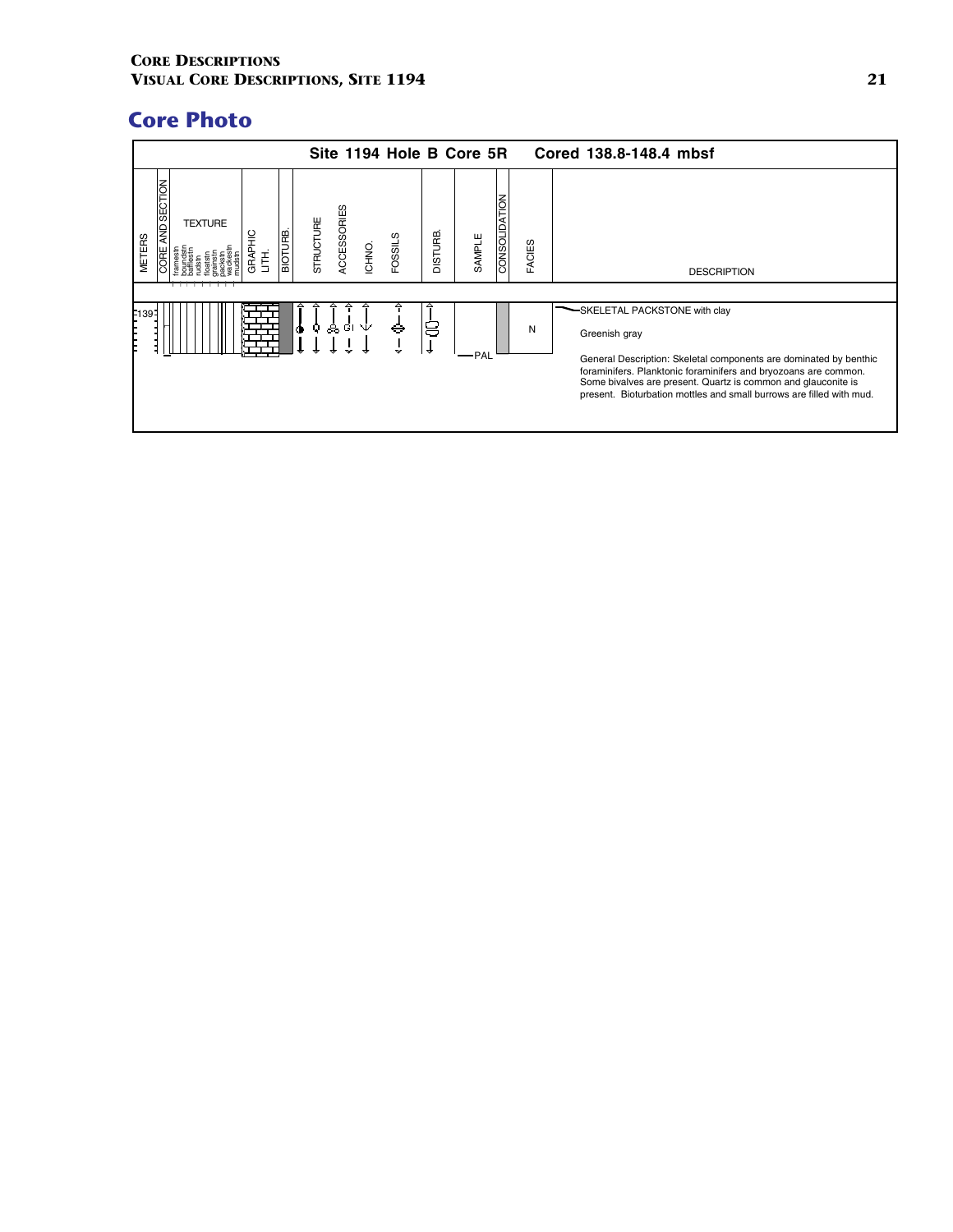## Core Photo

**Site 1194 Hole B Core 5R    Cored 138.8-148.4 mbsf**

| METERS | CORE AND SECTION | TEXTURE | GRAPHIC LITH. | BIOTURB. | STRUCTURE | ACCESSORIES | ICHNO. | FOSSILS | DISTURB. | SAMPLE | CONSOLIDATION | FACIES | DESCRIPTION |
|---|---|---|---|---|---|---|---|---|---|---|---|---|---|
| 139 | | | | | | Gl | | | | PAL | | N | SKELETAL PACKSTONE with clay |

SKELETAL PACKSTONE with clay

Greenish gray

General Description: Skeletal components are dominated by benthic foraminifers. Planktonic foraminifers and bryozoans are common. Some bivalves are present. Quartz is common and glauconite is present. Bioturbation mottles and small burrows are filled with mud.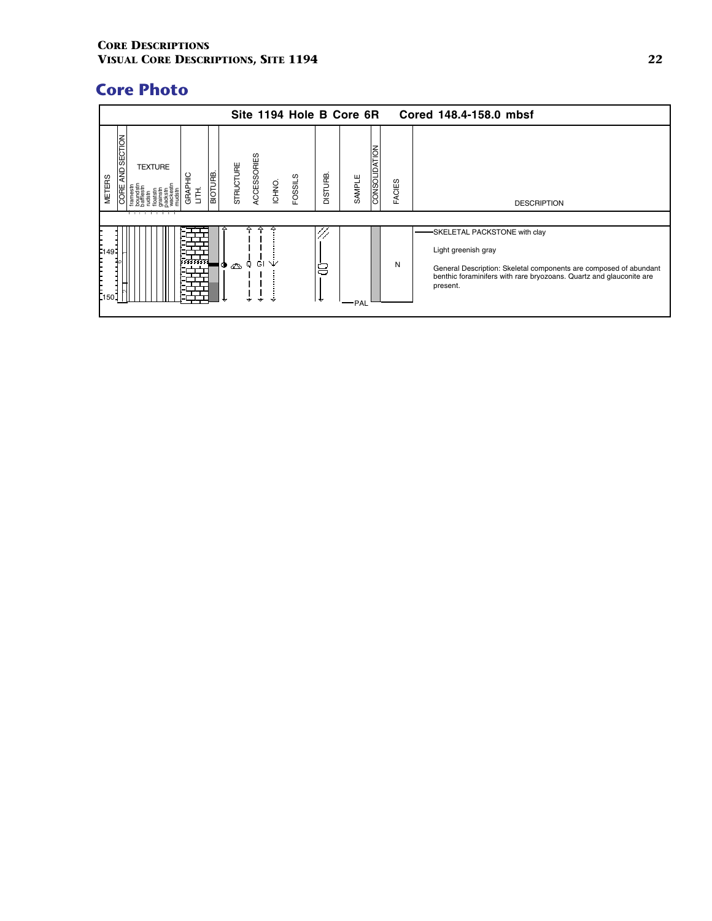## Core Photo

**Site 1194 Hole B Core 6R Cored 148.4-158.0 mbsf**

| METERS | CORE AND SECTION | TEXTURE | GRAPHIC LITH. | BIOTURB. | STRUCTURE | ACCESSORIES | ICHNO. | FOSSILS | DISTURB. | SAMPLE | CONSOLIDATION | FACIES | DESCRIPTION |
|---|---|---|---|---|---|---|---|---|---|---|---|---|---|
| 149–150 | | | | | | Q Gl | | | | PAL | | N | SKELETAL PACKSTONE with clay<br><br>Light greenish gray<br><br>General Description: Skeletal components are composed of abundant benthic foraminifers with rare bryozoans. Quartz and glauconite are present. |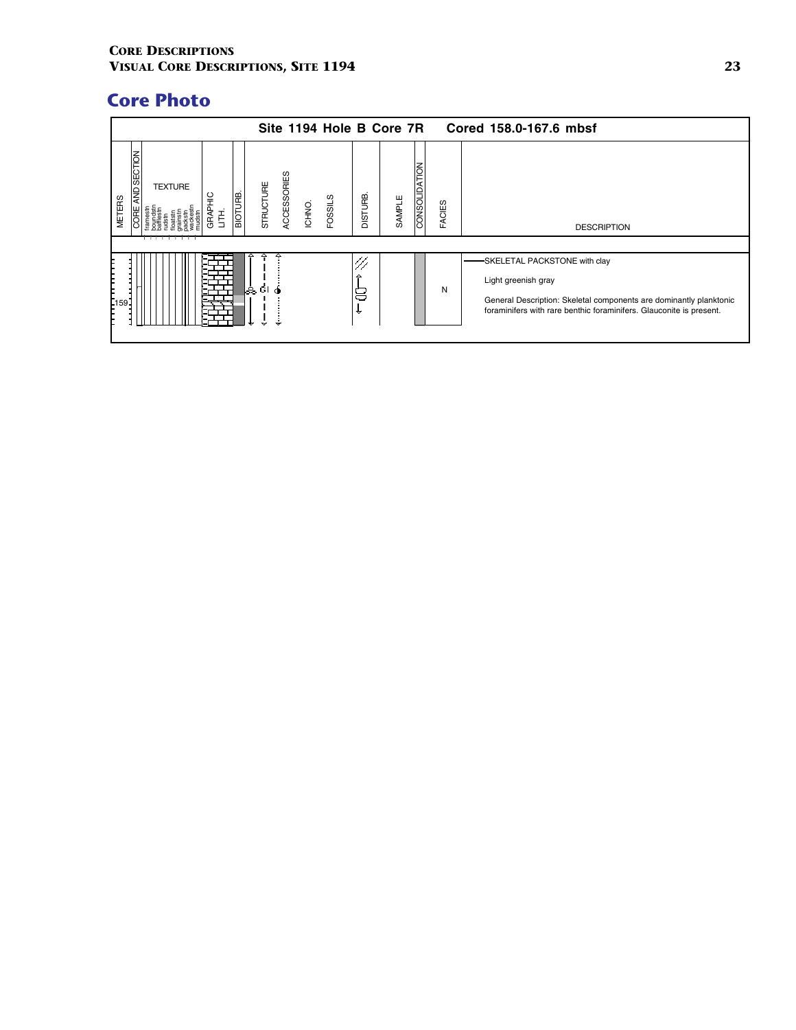## Core Photo

**Site 1194 Hole B Core 7R  Cored 158.0-167.6 mbsf**

| METERS | CORE AND SECTION | TEXTURE | GRAPHIC LITH. | BIOTURB. | STRUCTURE | ACCESSORIES | ICHNO. | FOSSILS | DISTURB. | SAMPLE | CONSOLIDATION | FACIES | DESCRIPTION |
|---|---|---|---|---|---|---|---|---|---|---|---|---|---|
| 159 | | framestn, boundstn, bafflestn, rudstn, floatstn, grainstn, packstn, wackestn, mudstn | | | | Gl | | | | | | N | SKELETAL PACKSTONE with clay<br><br>Light greenish gray<br><br>General Description: Skeletal components are dominantly planktonic foraminifers with rare benthic foraminifers. Glauconite is present. |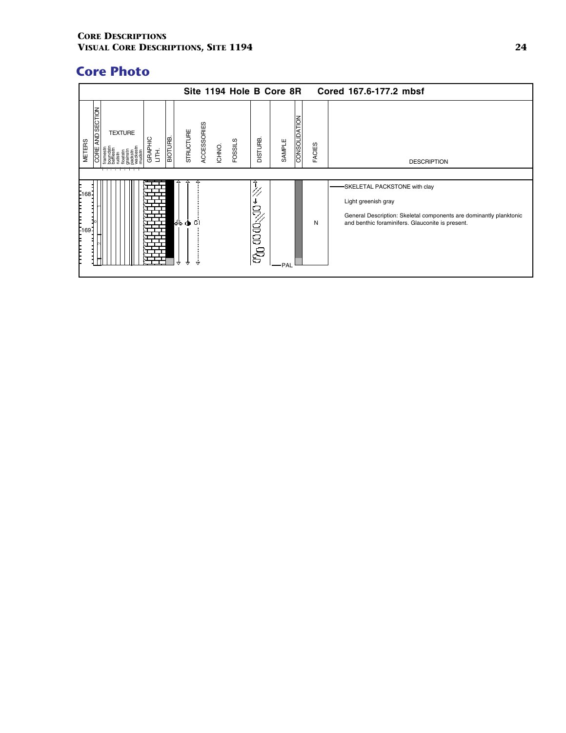# Core Photo

**Site 1194 Hole B Core 8R    Cored 167.6-177.2 mbsf**

| METERS | CORE AND SECTION | TEXTURE | GRAPHIC LITH. | BIOTURB. | STRUCTURE | ACCESSORIES | ICHNO. | FOSSILS | DISTURB. | SAMPLE | CONSOLIDATION | FACIES | DESCRIPTION |
|---|---|---|---|---|---|---|---|---|---|---|---|---|---|
| 168 | 1 | | | | | Gl | | | | | | | SKELETAL PACKSTONE with clay |
| 169 | 2, CC | | | | | | | | | PAL | | N | Light greenish gray |
| | | | | | | | | | | | | | General Description: Skeletal components are dominantly planktonic and benthic foraminifers. Glauconite is present. |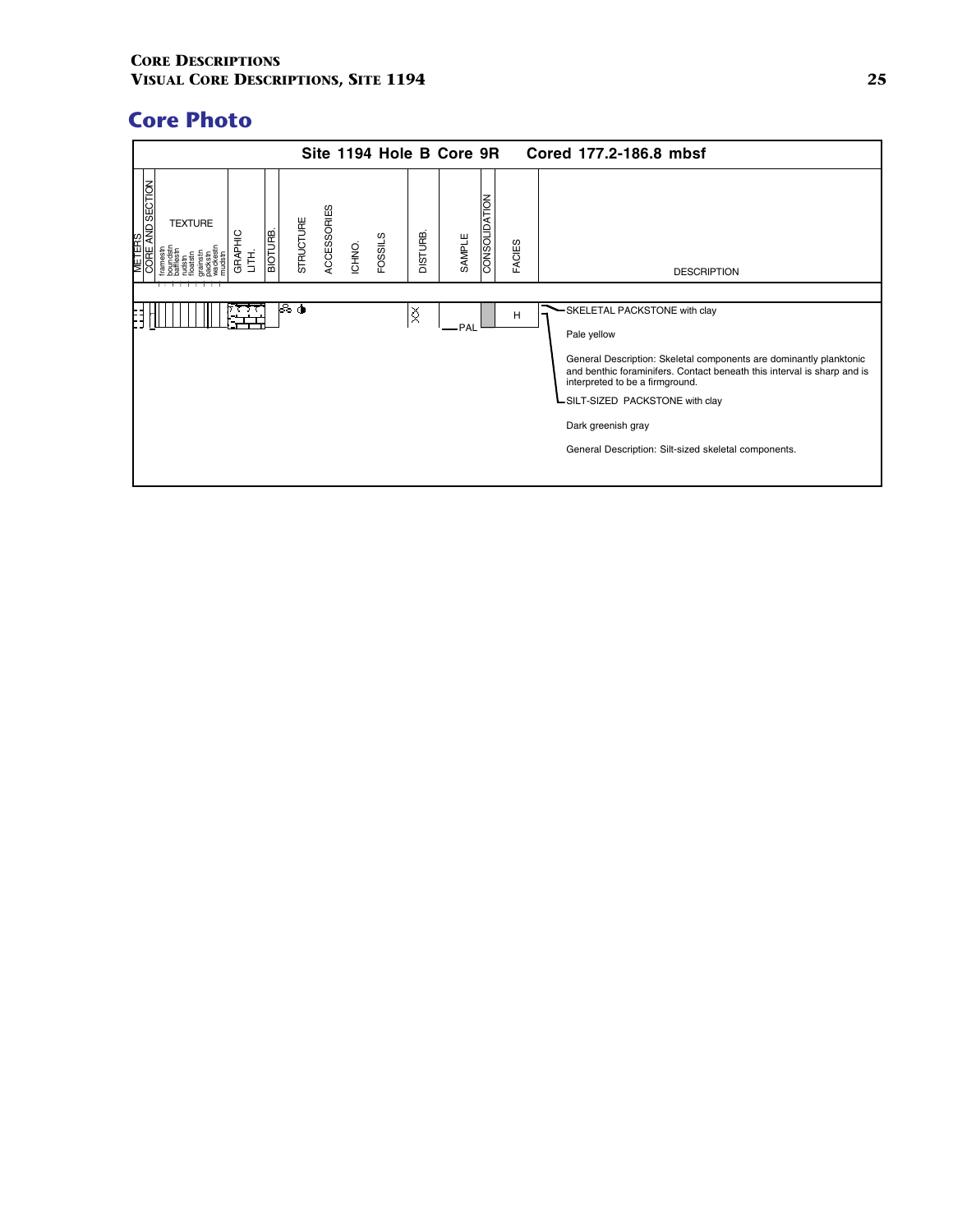## Core Photo

**Site 1194 Hole B Core 9R    Cored 177.2-186.8 mbsf**

| METERS | CORE AND SECTION | TEXTURE | GRAPHIC LITH. | BIOTURB. | STRUCTURE | ACCESSORIES | ICHNO. | FOSSILS | DISTURB. | SAMPLE | CONSOLIDATION | FACIES | DESCRIPTION |
|---|---|---|---|---|---|---|---|---|---|---|---|---|---|
| | | | | | | | | | | PAL | | H | SKELETAL PACKSTONE with clay<br><br>Pale yellow<br><br>General Description: Skeletal components are dominantly planktonic and benthic foraminifers. Contact beneath this interval is sharp and is interpreted to be a firmground.<br><br>SILT-SIZED PACKSTONE with clay<br><br>Dark greenish gray<br><br>General Description: Silt-sized skeletal components. |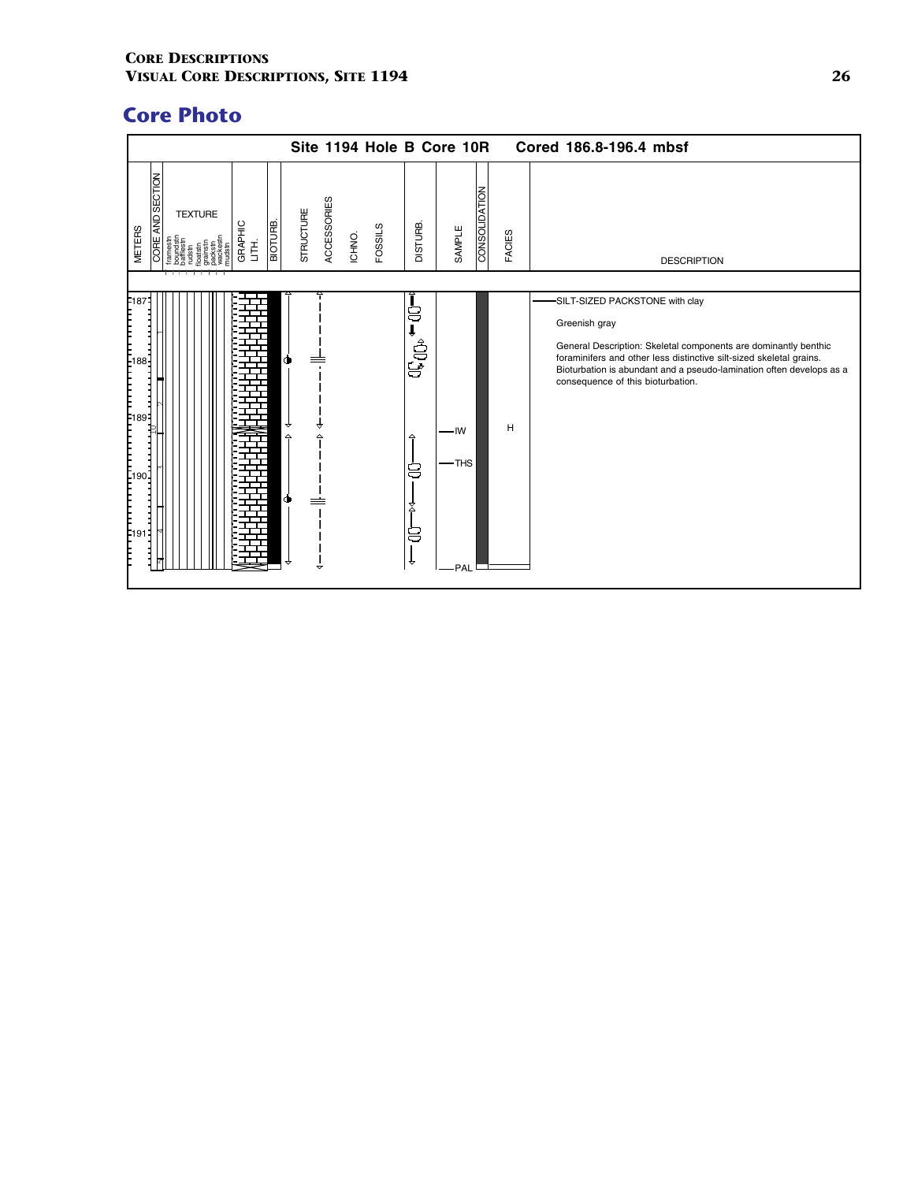## Core Photo

**Site 1194 Hole B Core 10R Cored 186.8-196.4 mbsf**

| METERS | CORE AND SECTION | TEXTURE | GRAPHIC LITH. | BIOTURB. | STRUCTURE | ACCESSORIES | ICHNO. | FOSSILS | DISTURB. | SAMPLE | CONSOLIDATION | FACIES | DESCRIPTION |
|---|---|---|---|---|---|---|---|---|---|---|---|---|---|
| 187–191 | 1, 2, CC, 3, 4 | | | | | | | | | IW, THS, PAL | | H | SILT-SIZED PACKSTONE with clay |

TEXTURE column subdivisions: framestn, boundstn, bafflestn, rudstn, floatstn, grainstn, packstn, wackestn, mudstn

SILT-SIZED PACKSTONE with clay

Greenish gray

General Description: Skeletal components are dominantly benthic foraminifers and other less distinctive silt-sized skeletal grains. Bioturbation is abundant and a pseudo-lamination often develops as a consequence of this bioturbation.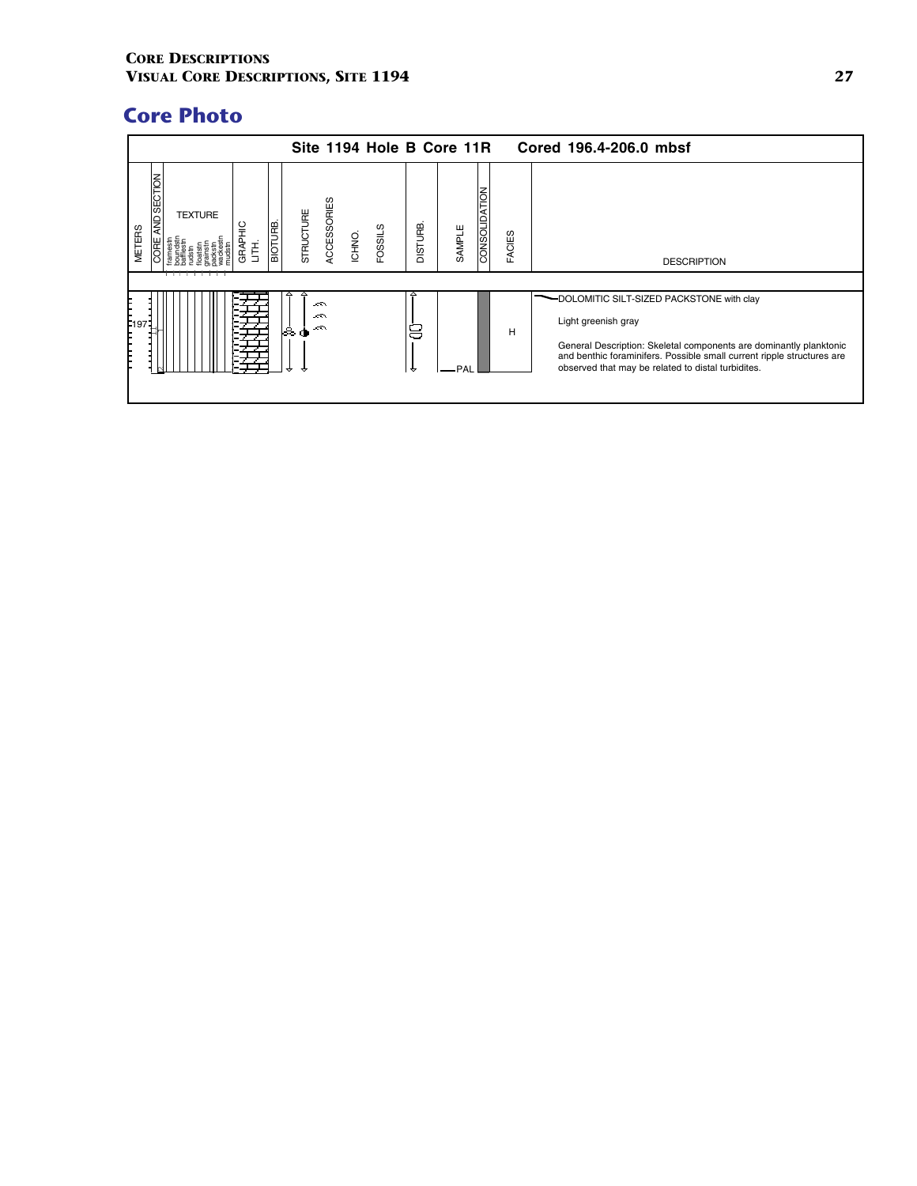## Core Photo

**Site 1194 Hole B Core 11R — Cored 196.4-206.0 mbsf**

| METERS | CORE AND SECTION | TEXTURE | GRAPHIC LITH. | BIOTURB. | STRUCTURE | ACCESSORIES | ICHNO. | FOSSILS | DISTURB. | SAMPLE | CONSOLIDATION | FACIES | DESCRIPTION |
|---|---|---|---|---|---|---|---|---|---|---|---|---|---|
| 197 | | | | | | | | | | PAL | | H | DOLOMITIC SILT-SIZED PACKSTONE with clay |

DOLOMITIC SILT-SIZED PACKSTONE with clay

Light greenish gray

General Description: Skeletal components are dominantly planktonic and benthic foraminifers. Possible small current ripple structures are observed that may be related to distal turbidites.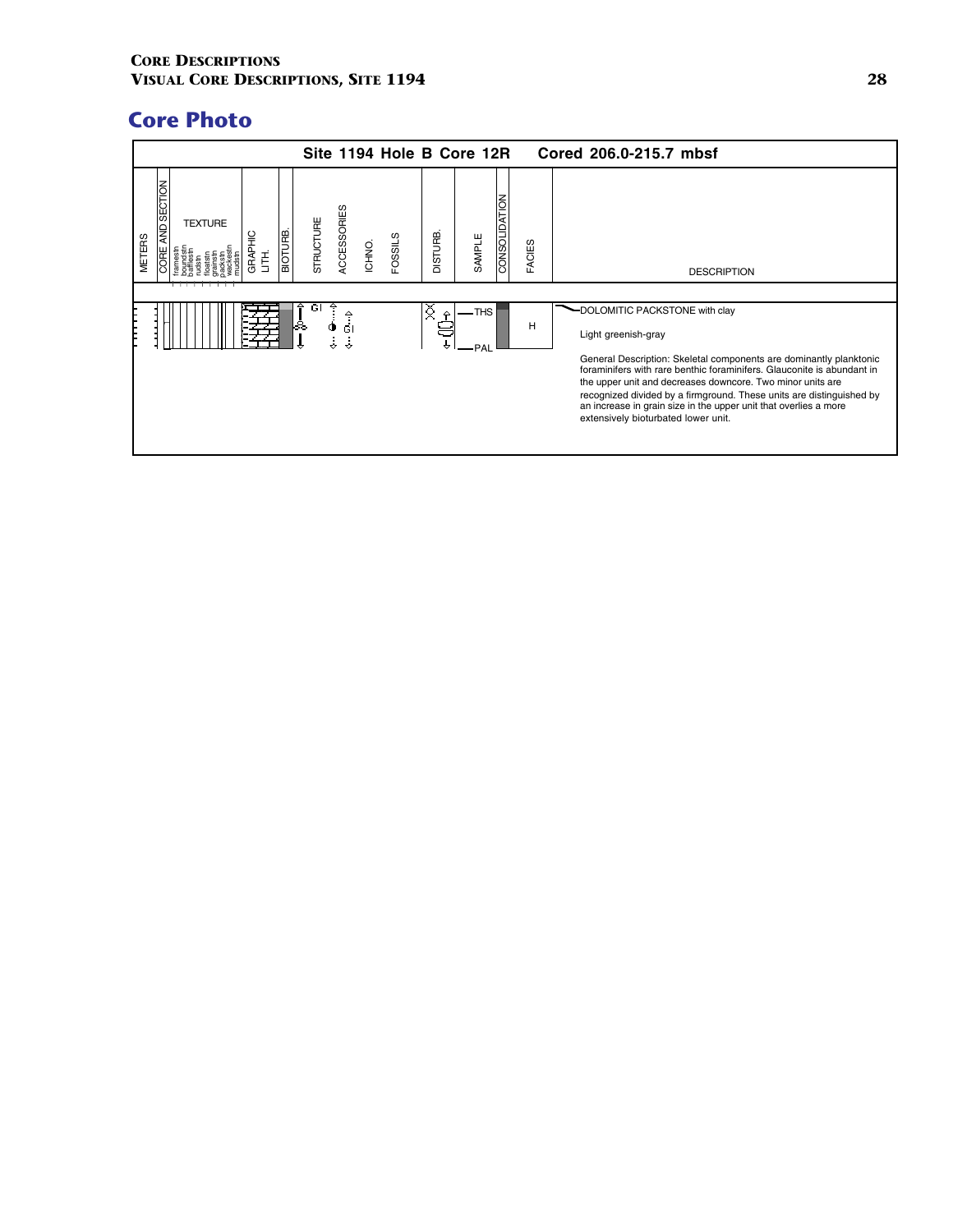## Core Photo

**Site 1194 Hole B Core 12R** — **Cored 206.0-215.7 mbsf**

| METERS | CORE AND SECTION | TEXTURE | GRAPHIC LITH. | BIOTURB. | STRUCTURE | ACCESSORIES | ICHNO. | FOSSILS | DISTURB. | SAMPLE | CONSOLIDATION | FACIES | DESCRIPTION |
|---|---|---|---|---|---|---|---|---|---|---|---|---|---|
| | | | | | Gl | Gl | | | | THS, PAL | | H | DOLOMITIC PACKSTONE with clay |

Texture scale: framestn, boundstn, bafflestn, rudstn, floatstn, grainstn, packstn, wackestn, mudstn

**DOLOMITIC PACKSTONE with clay**

Light greenish-gray

General Description: Skeletal components are dominantly planktonic foraminifers with rare benthic foraminifers. Glauconite is abundant in the upper unit and decreases downcore. Two minor units are recognized divided by a firmground. These units are distinguished by an increase in grain size in the upper unit that overlies a more extensively bioturbated lower unit.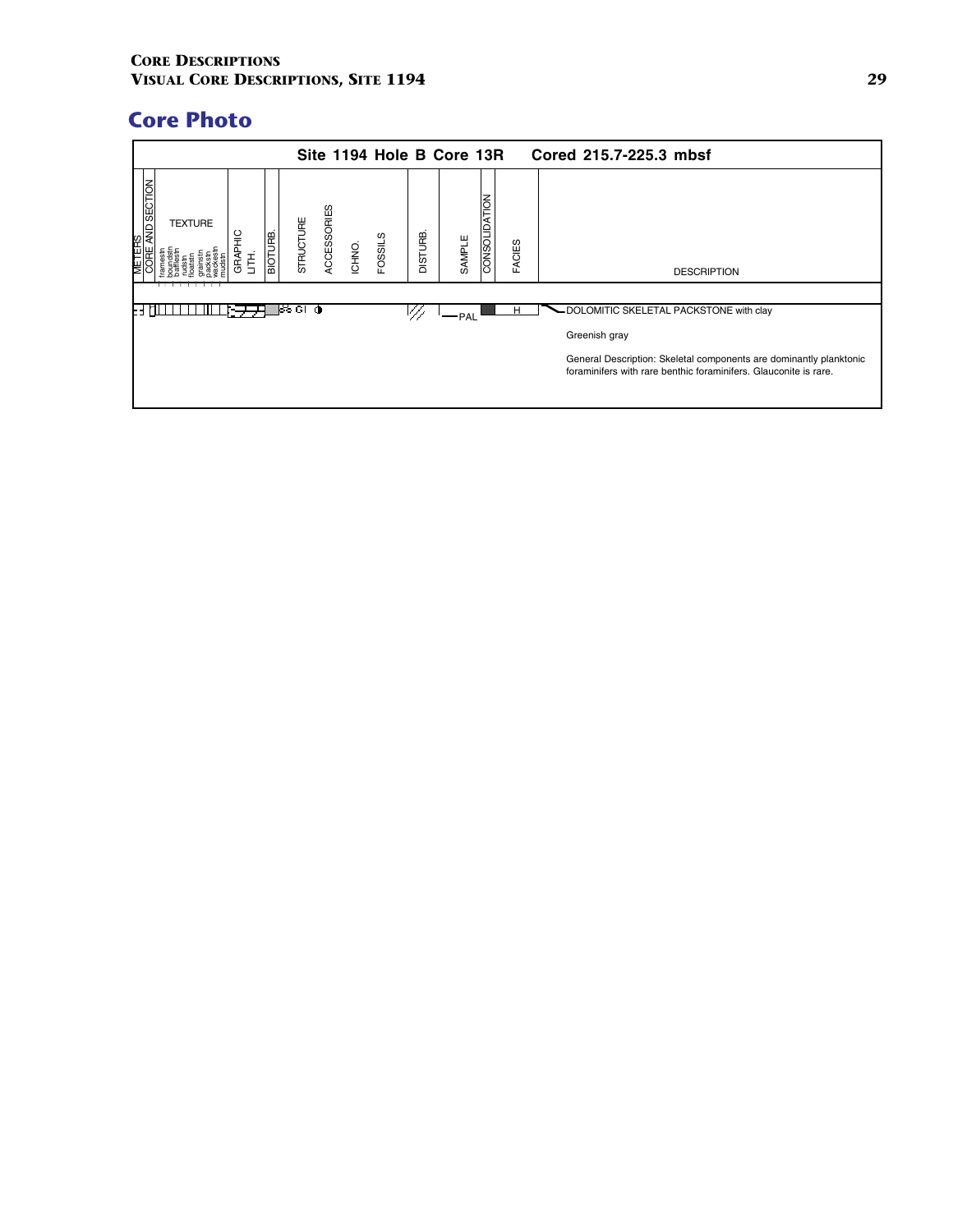## Core Photo

**Site 1194 Hole B Core 13R Cored 215.7-225.3 mbsf**

| METERS | CORE AND SECTION | TEXTURE (framestn, boundstn, bafflestn, rudstn, floatstn, grainstn, packstn, wackestn, mudstn) | GRAPHIC LITH. | BIOTURB. | STRUCTURE | ACCESSORIES | ICHNO. | FOSSILS | DISTURB. | SAMPLE | CONSOLIDATION | FACIES | DESCRIPTION |
|---|---|---|---|---|---|---|---|---|---|---|---|---|---|
| | | | | | | Gl | | | | PAL | | H | DOLOMITIC SKELETAL PACKSTONE with clay |

Greenish gray

General Description: Skeletal components are dominantly planktonic foraminifers with rare benthic foraminifers. Glauconite is rare.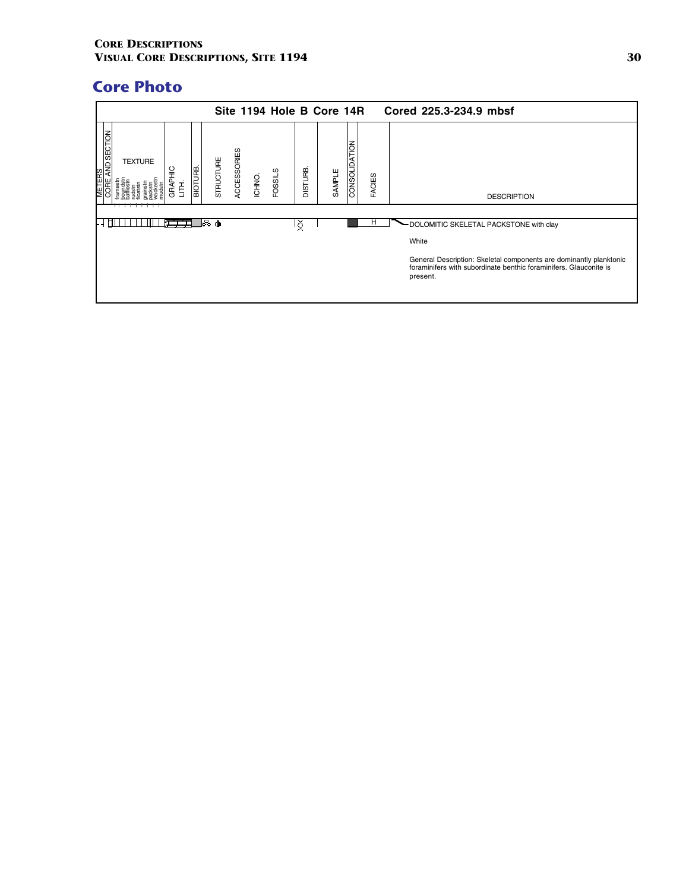## Core Photo

**Site 1194 Hole B Core 14R Cored 225.3-234.9 mbsf**

| METERS | CORE AND SECTION | TEXTURE | GRAPHIC LITH. | BIOTURB. | STRUCTURE | ACCESSORIES | ICHNO. | FOSSILS | DISTURB. | SAMPLE | CONSOLIDATION | FACIES | DESCRIPTION |
|---|---|---|---|---|---|---|---|---|---|---|---|---|---|
| | | framestn, boundstn, bafflestn, rudstn, floatstn, grainstn, packstn, wackestn, mudstn | | | | | | | | | | | |
| | | | | | | | | | | | | H | DOLOMITIC SKELETAL PACKSTONE with clay<br><br>White<br><br>General Description: Skeletal components are dominantly planktonic foraminifers with subordinate benthic foraminifers. Glauconite is present. |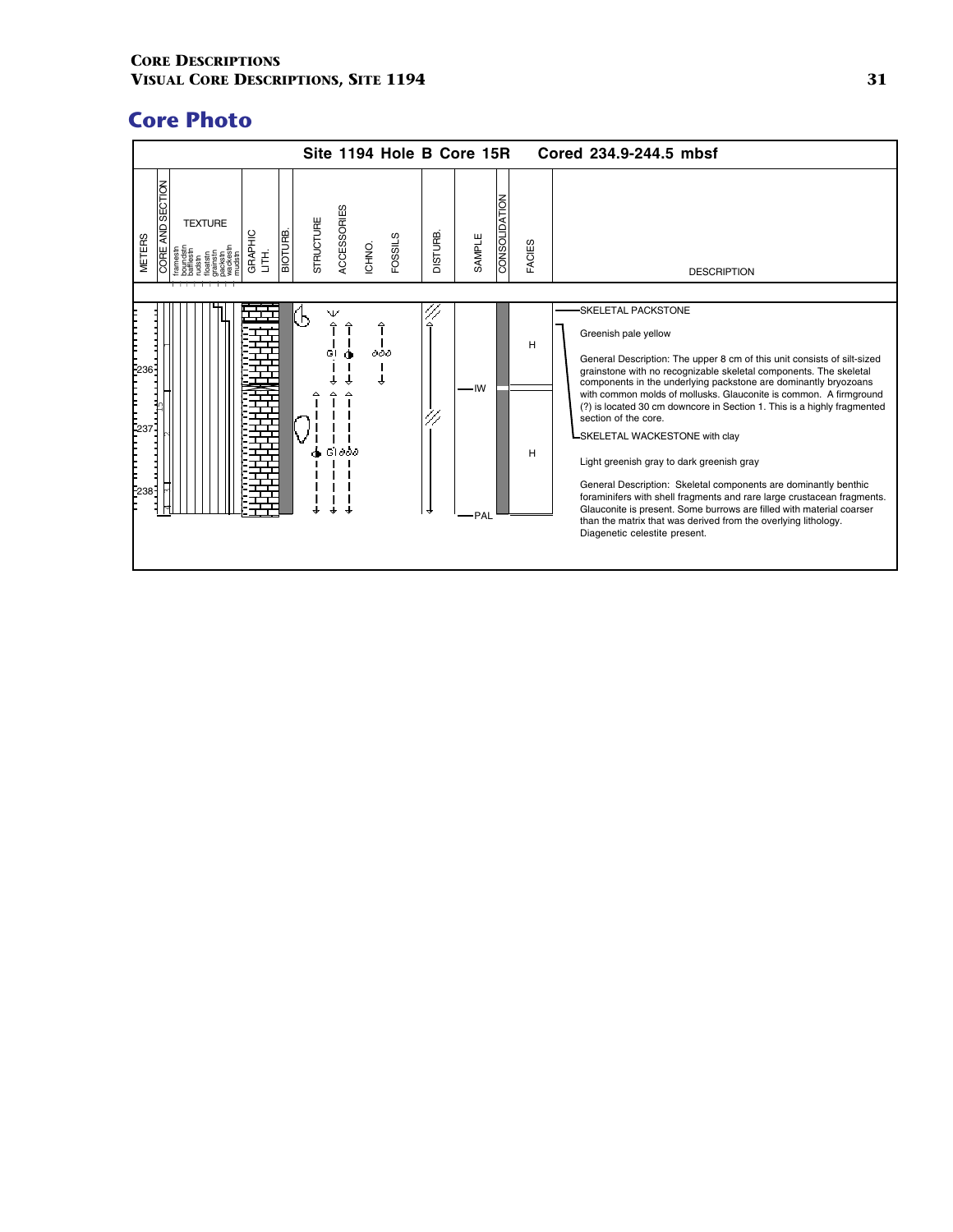## Core Photo

**Site 1194 Hole B Core 15R    Cored 234.9-244.5 mbsf**

| METERS | CORE AND SECTION | TEXTURE | GRAPHIC LITH. | BIOTURB. | STRUCTURE | ACCESSORIES | ICHNO. | FOSSILS | DISTURB. | SAMPLE | CONSOLIDATION | FACIES | DESCRIPTION |
|---|---|---|---|---|---|---|---|---|---|---|---|---|---|

236, 237, 238 (meters); 15R; sections 1, 2, 3, 4 (CC)

Texture columns: framestn, boundstn, bafflestn, rudstn, floatstn, grainstn, packstn, wackestn, mudstn

Accessories: Gl

Sample: IW, PAL

Facies: H, H

SKELETAL PACKSTONE

Greenish pale yellow

General Description: The upper 8 cm of this unit consists of silt-sized grainstone with no recognizable skeletal components. The skeletal components in the underlying packstone are dominantly bryozoans with common molds of mollusks. Glauconite is common. A firmground (?) is located 30 cm downcore in Section 1. This is a highly fragmented section of the core.

SKELETAL WACKESTONE with clay

Light greenish gray to dark greenish gray

General Description: Skeletal components are dominantly benthic foraminifers with shell fragments and rare large crustacean fragments. Glauconite is present. Some burrows are filled with material coarser than the matrix that was derived from the overlying lithology. Diagenetic celestite present.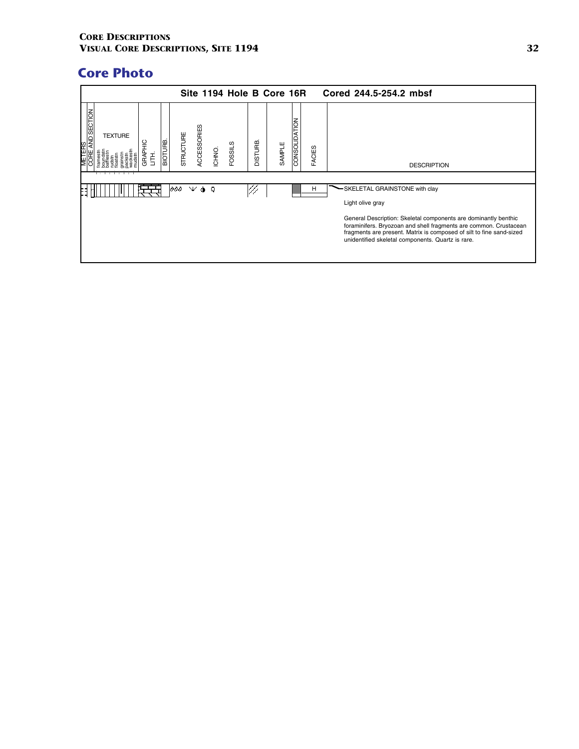## Core Photo

**Site 1194 Hole B Core 16R Cored 244.5-254.2 mbsf**

| METERS | CORE AND SECTION | TEXTURE (framestn, boundstn, bafflestn, rudstn, floatstn, grainstn, packstn, wackestn, mudstn) | GRAPHIC LITH. | BIOTURB. | STRUCTURE | ACCESSORIES | ICHNO. | FOSSILS | DISTURB. | SAMPLE | CONSOLIDATION | FACIES | DESCRIPTION |
|---|---|---|---|---|---|---|---|---|---|---|---|---|---|
| | | | | | | | | | | | | H | SKELETAL GRAINSTONE with clay |

Light olive gray

General Description: Skeletal components are dominantly benthic foraminifers. Bryozoan and shell fragments are common. Crustacean fragments are present. Matrix is composed of silt to fine sand-sized unidentified skeletal components. Quartz is rare.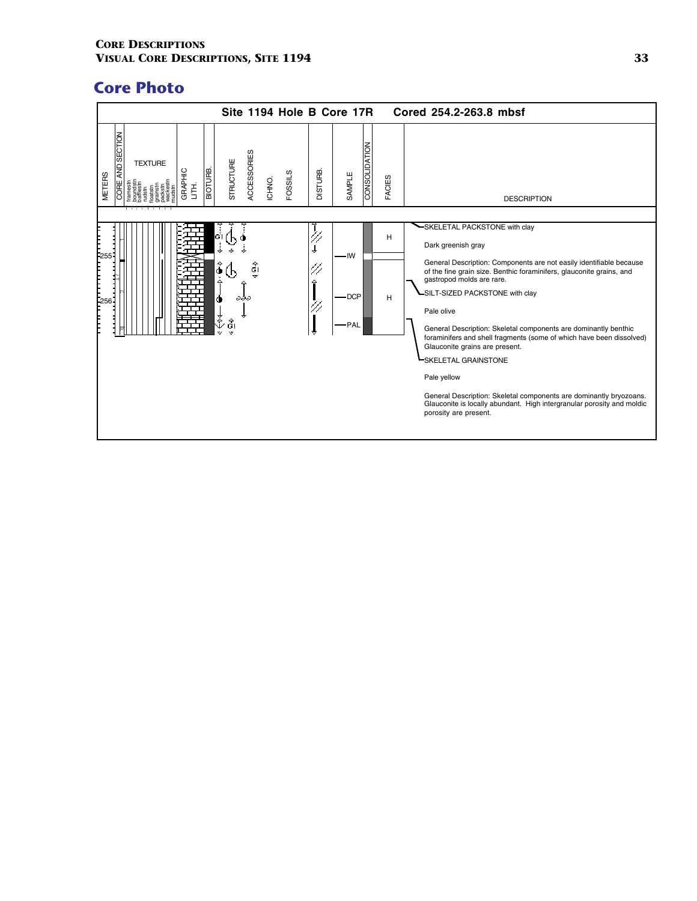## Core Photo

**Site 1194 Hole B Core 17R    Cored 254.2-263.8 mbsf**

| METERS | CORE AND SECTION | TEXTURE | GRAPHIC LITH. | BIOTURB. | STRUCTURE | ACCESSORIES | ICHNO. | FOSSILS | DISTURB. | SAMPLE | CONSOLIDATION | FACIES | DESCRIPTION |
|---|---|---|---|---|---|---|---|---|---|---|---|---|---|

TEXTURE: framestn, boundstn, bafflestn, rudstn, floatstn, grainstn, packstn, wackestn, mudstn

Depth marks: 255, 256

Samples: IW, DCP, PAL

Facies: H, H

**SKELETAL PACKSTONE with clay**

Dark greenish gray

General Description: Components are not easily identifiable because of the fine grain size. Benthic foraminifers, glauconite grains, and gastropod molds are rare.

**SILT-SIZED PACKSTONE with clay**

Pale olive

General Description: Skeletal components are dominantly benthic foraminifers and shell fragments (some of which have been dissolved) Glauconite grains are present.

**SKELETAL GRAINSTONE**

Pale yellow

General Description: Skeletal components are dominantly bryozoans. Glauconite is locally abundant. High intergranular porosity and moldic porosity are present.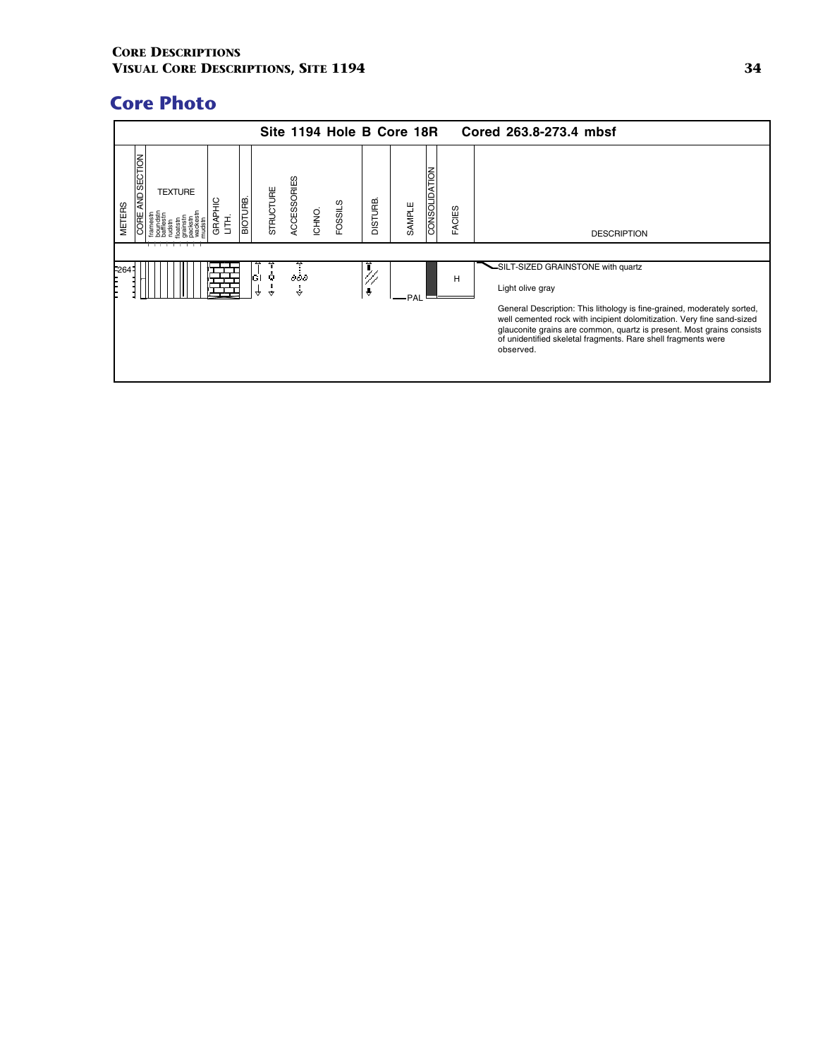## Core Photo

**Site 1194 Hole B Core 18R Cored 263.8-273.4 mbsf**

| METERS | CORE AND SECTION | TEXTURE | GRAPHIC LITH. | BIOTURB. | STRUCTURE | ACCESSORIES | ICHNO. | FOSSILS | DISTURB. | SAMPLE | CONSOLIDATION | FACIES | DESCRIPTION |
|---|---|---|---|---|---|---|---|---|---|---|---|---|---|
| 264 | | | | | Gl | | | | | PAL | | H | SILT-SIZED GRAINSTONE with quartz |

Light olive gray

General Description: This lithology is fine-grained, moderately sorted, well cemented rock with incipient dolomitization. Very fine sand-sized glauconite grains are common, quartz is present. Most grains consists of unidentified skeletal fragments. Rare shell fragments were observed.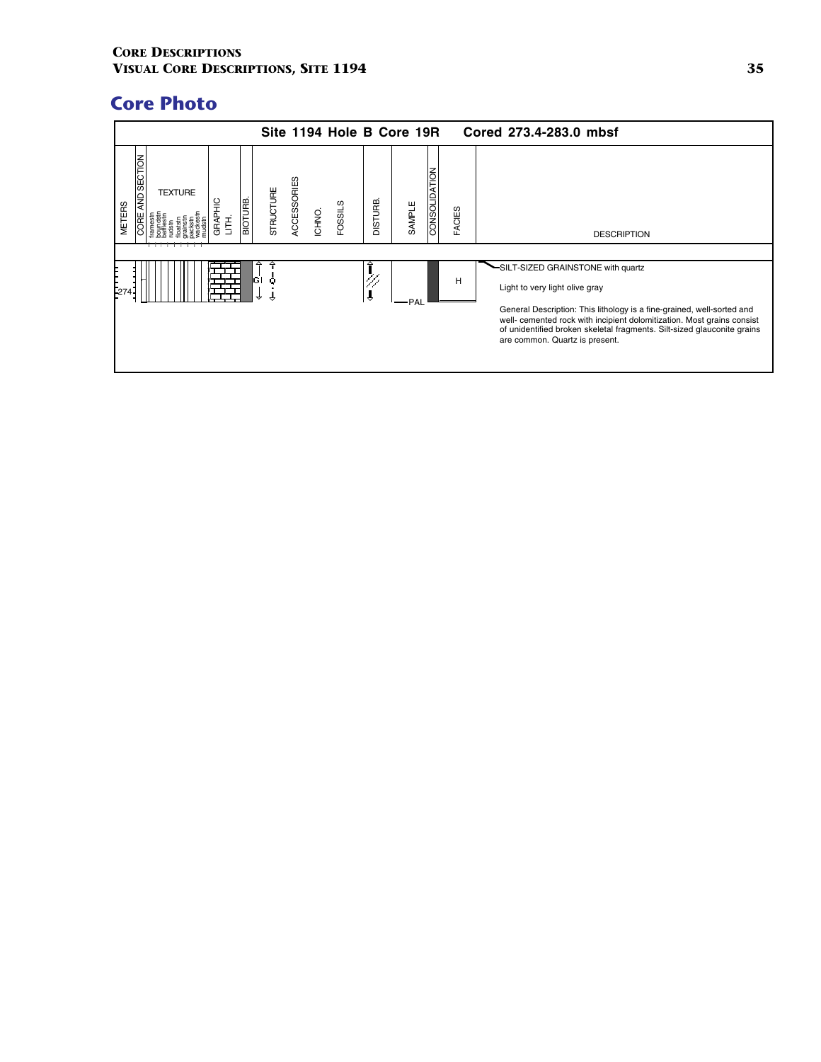# Core Photo

## Site 1194 Hole B Core 19R — Cored 273.4-283.0 mbsf

| METERS | CORE AND SECTION | TEXTURE | GRAPHIC LITH. | BIOTURB. | STRUCTURE | ACCESSORIES | ICHNO. | FOSSILS | DISTURB. | SAMPLE | CONSOLIDATION | FACIES | DESCRIPTION |
|---|---|---|---|---|---|---|---|---|---|---|---|---|---|
| 274 | | | | | Gl | Q | | | | PAL | | H | SILT-SIZED GRAINSTONE with quartz |

Light to very light olive gray

General Description: This lithology is a fine-grained, well-sorted and well- cemented rock with incipient dolomitization. Most grains consist of unidentified broken skeletal fragments. Silt-sized glauconite grains are common. Quartz is present.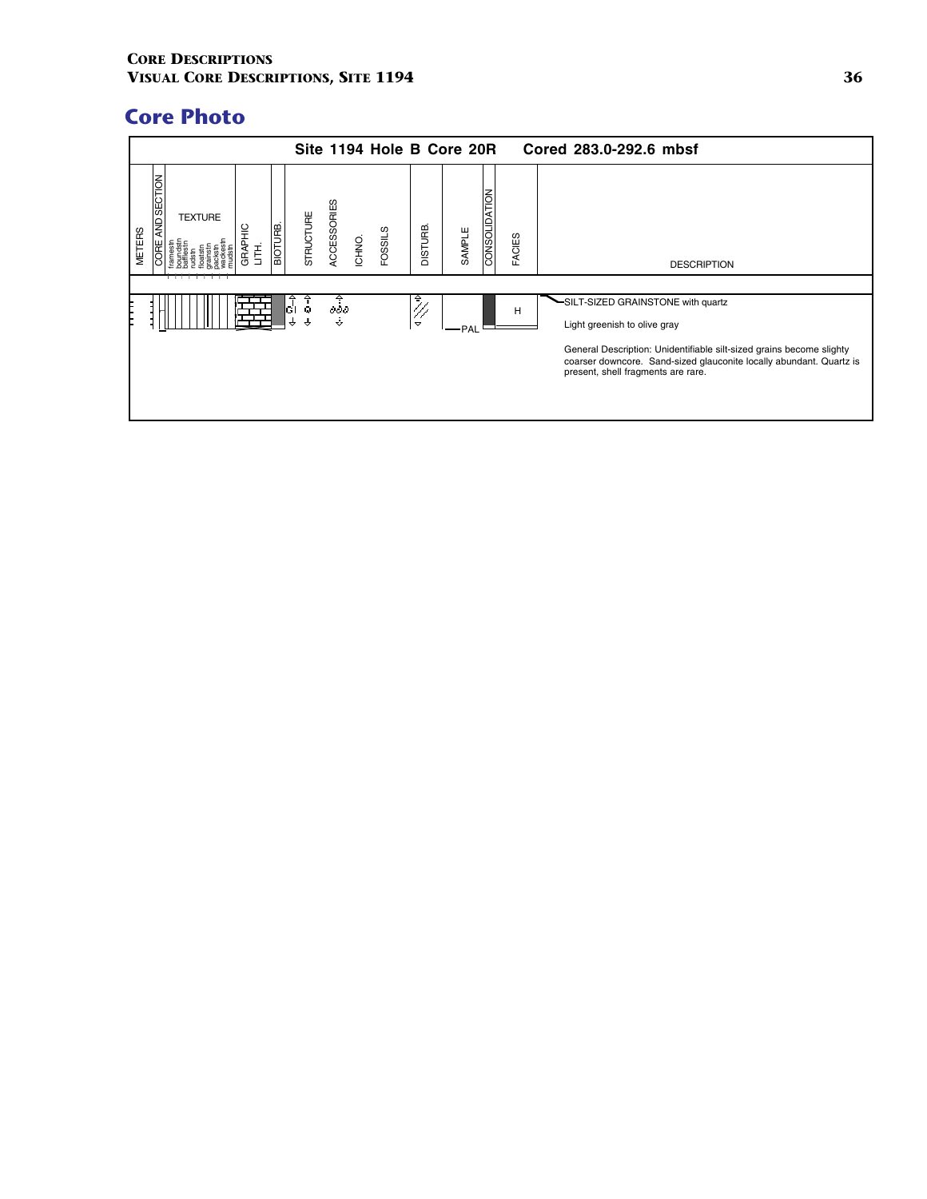## Core Photo

**Site 1194 Hole B Core 20R Cored 283.0-292.6 mbsf**

| METERS | CORE AND SECTION | TEXTURE | GRAPHIC LITH. | BIOTURB. | STRUCTURE | ACCESSORIES | ICHNO. | FOSSILS | DISTURB. | SAMPLE | CONSOLIDATION | FACIES | DESCRIPTION |
|---|---|---|---|---|---|---|---|---|---|---|---|---|---|
| | | | | | Gl | | | | | PAL | | H | SILT-SIZED GRAINSTONE with quartz |

Light greenish to olive gray

General Description: Unidentifiable silt-sized grains become slighty coarser downcore. Sand-sized glauconite locally abundant. Quartz is present, shell fragments are rare.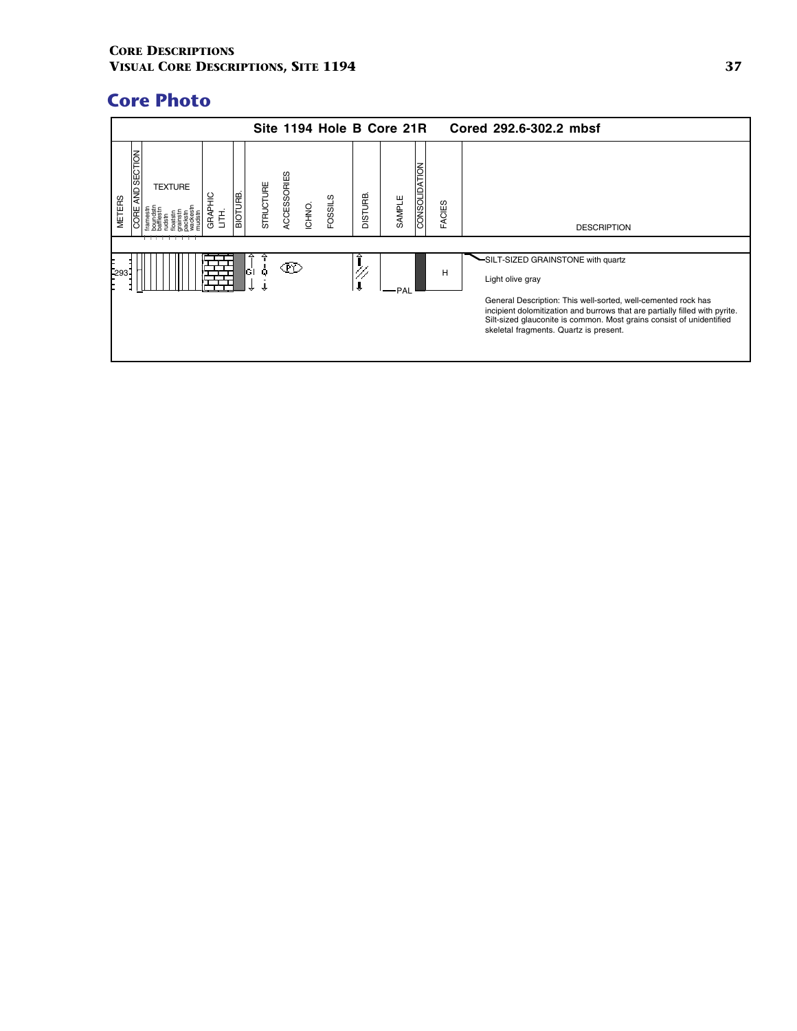## Core Photo

**Site 1194 Hole B Core 21R Cored 292.6-302.2 mbsf**

| METERS | CORE AND SECTION | TEXTURE | GRAPHIC LITH. | BIOTURB. | STRUCTURE | ACCESSORIES | ICHNO. | FOSSILS | DISTURB. | SAMPLE | CONSOLIDATION | FACIES | DESCRIPTION |
|---|---|---|---|---|---|---|---|---|---|---|---|---|---|
| 293 | | | | | Gl Q | PY | | | | PAL | | H | SILT-SIZED GRAINSTONE with quartz |

Light olive gray

General Description: This well-sorted, well-cemented rock has incipient dolomitization and burrows that are partially filled with pyrite. Silt-sized glauconite is common. Most grains consist of unidentified skeletal fragments. Quartz is present.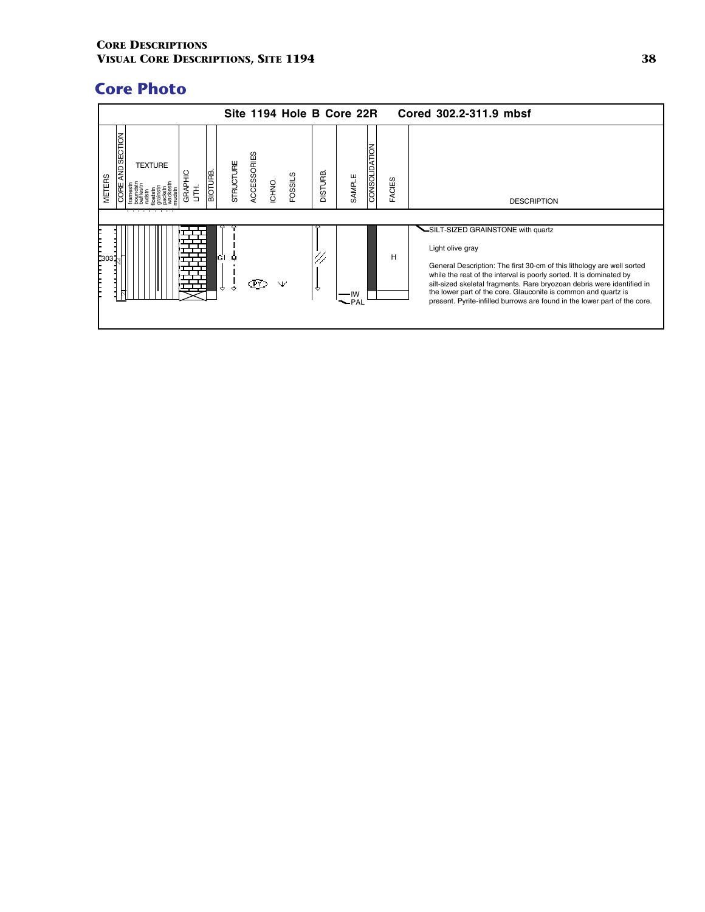## Core Photo

**Site 1194 Hole B Core 22R Cored 302.2-311.9 mbsf**

| METERS | CORE AND SECTION | TEXTURE | GRAPHIC LITH. | BIOTURB. | STRUCTURE | ACCESSORIES | ICHNO. | FOSSILS | DISTURB. | SAMPLE | CONSOLIDATION | FACIES | DESCRIPTION |
|---|---|---|---|---|---|---|---|---|---|---|---|---|---|
| 303 | | | | | Gl Q | PY | | | | IW PAL | | H | SILT-SIZED GRAINSTONE with quartz |

Texture columns: framestn, boundstn, bafflestn, rudstn, floatstn, grainstn, packstn, wackestn, mudstn

SILT-SIZED GRAINSTONE with quartz

Light olive gray

General Description: The first 30-cm of this lithology are well sorted while the rest of the interval is poorly sorted. It is dominated by silt-sized skeletal fragments. Rare bryozoan debris were identified in the lower part of the core. Glauconite is common and quartz is present. Pyrite-infilled burrows are found in the lower part of the core.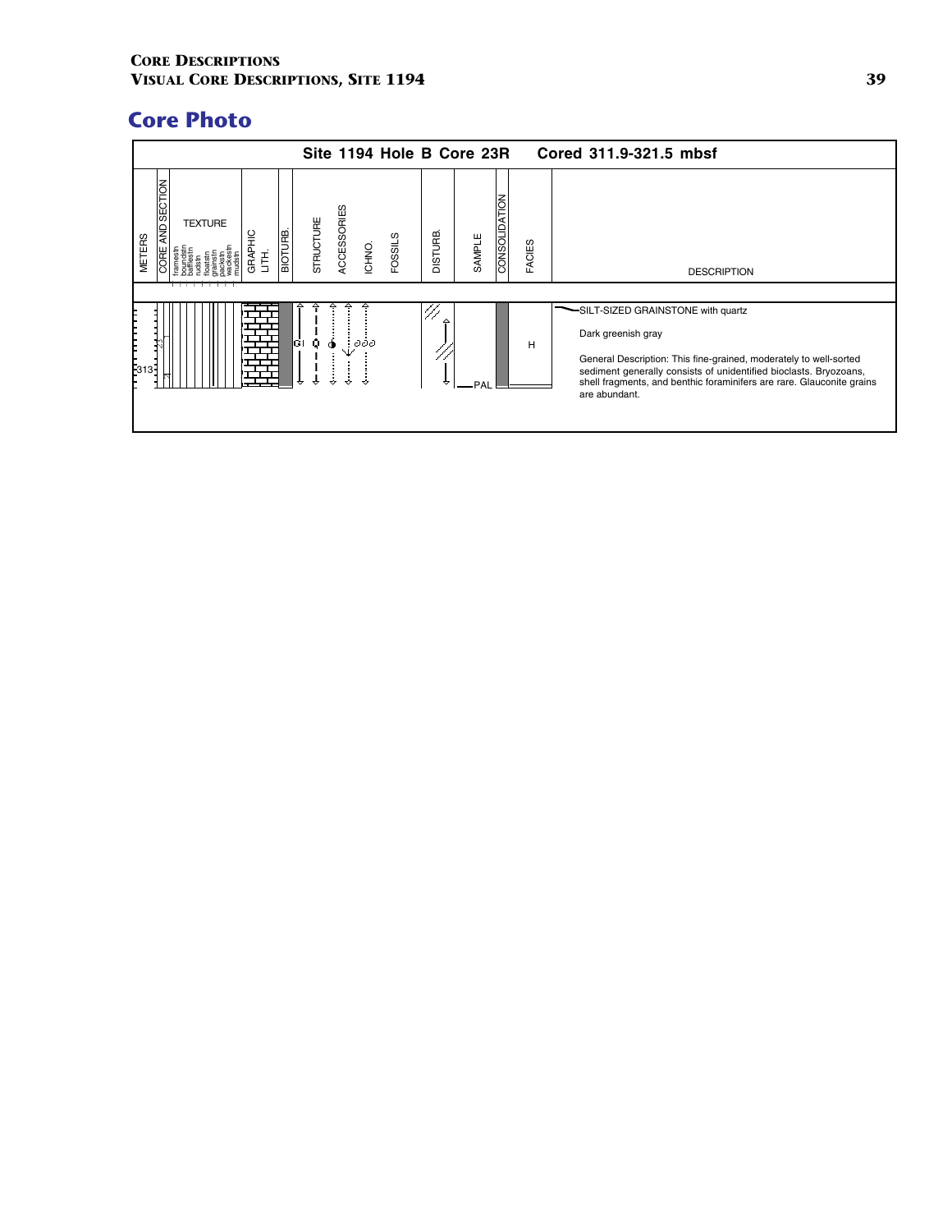## Core Photo

**Site 1194 Hole B Core 23R — Cored 311.9-321.5 mbsf**

| METERS | CORE AND SECTION | TEXTURE | GRAPHIC LITH. | BIOTURB. | STRUCTURE | ACCESSORIES | ICHNO. | FOSSILS | DISTURB. | SAMPLE | CONSOLIDATION | FACIES | DESCRIPTION |
|---|---|---|---|---|---|---|---|---|---|---|---|---|---|
| 313 | 23R-1, CC | | | | Gl | Q | | | | PAL | | H | SILT-SIZED GRAINSTONE with quartz<br><br>Dark greenish gray<br><br>General Description: This fine-grained, moderately to well-sorted sediment generally consists of unidentified bioclasts. Bryozoans, shell fragments, and benthic foraminifers are rare. Glauconite grains are abundant. |

Texture scale: framestn, boundstn, bafflestn, rudstn, floatstn, grainstn, packstn, wackestn, mudstn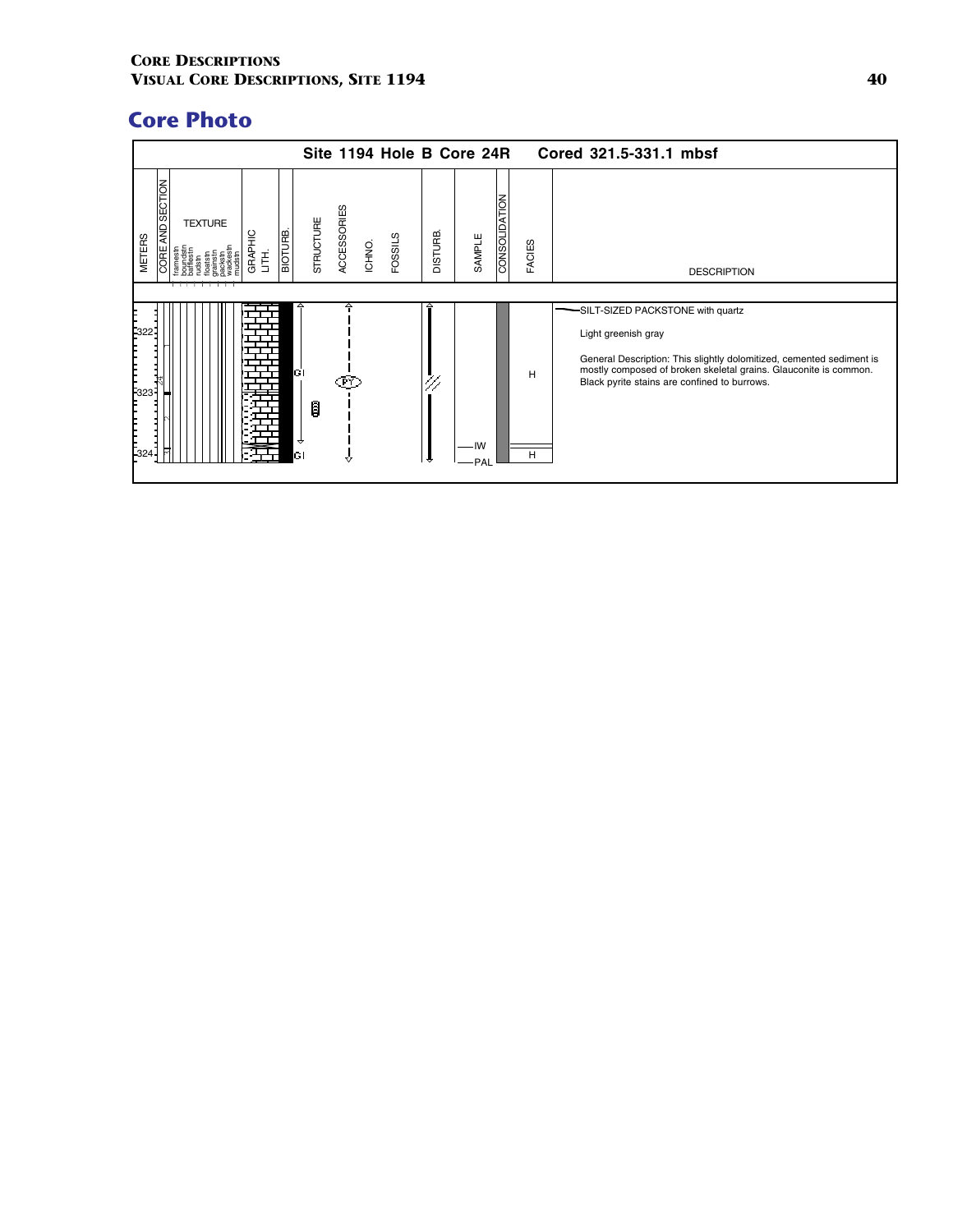## Core Photo

**Site 1194 Hole B Core 24R Cored 321.5-331.1 mbsf**

| METERS | CORE AND SECTION | TEXTURE | GRAPHIC LITH. | BIOTURB. | STRUCTURE | ACCESSORIES | ICHNO. | FOSSILS | DISTURB. | SAMPLE | CONSOLIDATION | FACIES | DESCRIPTION |
|---|---|---|---|---|---|---|---|---|---|---|---|---|---|
| 322–324 | 24R (1, 2, 3) | | | | Gl | PY | | | | IW, PAL | | H, H | SILT-SIZED PACKSTONE with quartz |

Light greenish gray

General Description: This slightly dolomitized, cemented sediment is mostly composed of broken skeletal grains. Glauconite is common. Black pyrite stains are confined to burrows.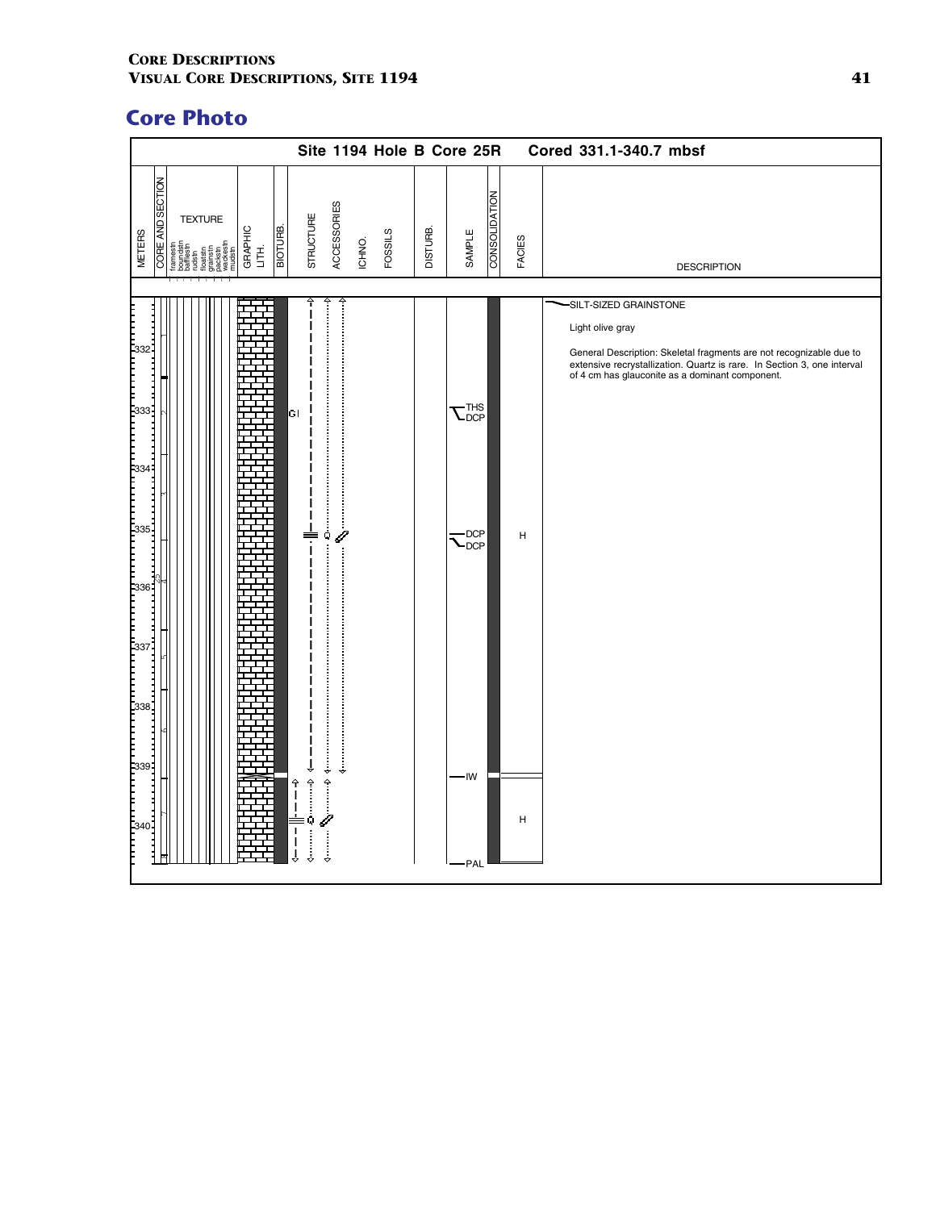# Core Photo

**Site 1194 Hole B Core 25R    Cored 331.1-340.7 mbsf**

METERS | CORE AND SECTION | TEXTURE (framestn, boundstn, bafflestn, rudstn, floatstn, grainstn, packstn, wackestn, mudstn) | GRAPHIC LITH. | BIOTURB. | STRUCTURE | ACCESSORIES | ICHNO. | FOSSILS | DISTURB. | SAMPLE | CONSOLIDATION | FACIES | DESCRIPTION

332
333 — Gl — THS, DCP
334
335 — DCP, DCP — H
336
337
338
339 — IW
340 — H
PAL

SILT-SIZED GRAINSTONE

Light olive gray

General Description: Skeletal fragments are not recognizable due to extensive recrystallization. Quartz is rare. In Section 3, one interval of 4 cm has glauconite as a dominant component.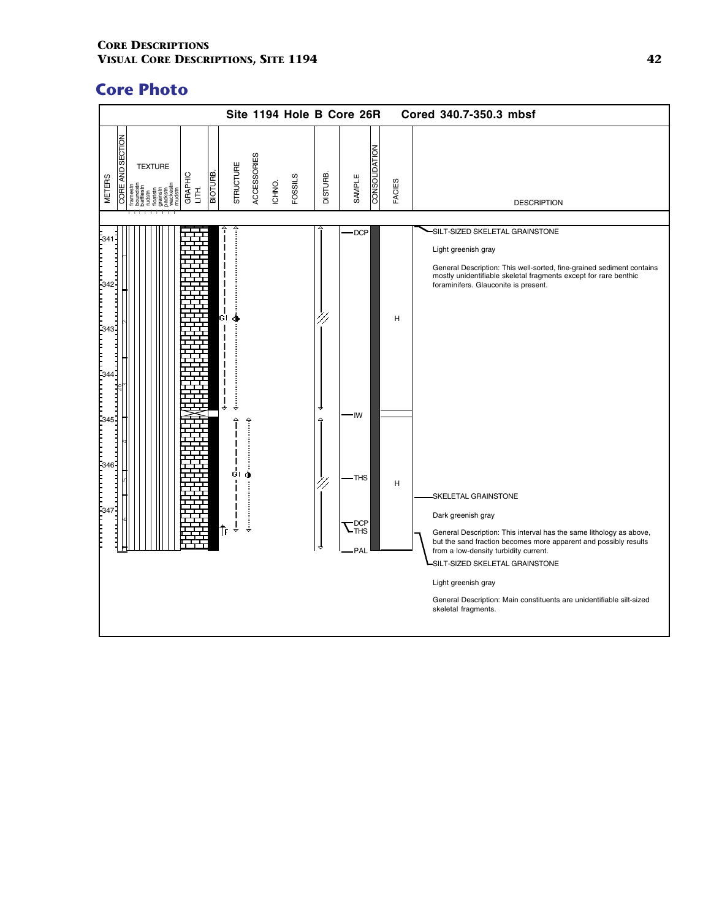## Core Photo

**Site 1194 Hole B Core 26R** — **Cored 340.7-350.3 mbsf**

METERS | CORE AND SECTION | TEXTURE (framestn, boundstn, bafflestn, rudstn, floatstn, grainstn, packstn, wackestn, mudstn) | GRAPHIC LITH. | BIOTURB. | STRUCTURE | ACCESSORIES | ICHNO. | FOSSILS | DISTURB. | SAMPLE | CONSOLIDATION | FACIES | DESCRIPTION

Samples: DCP, IW, THS, DCP, THS, PAL

Facies: H, H

**SILT-SIZED SKELETAL GRAINSTONE**

Light greenish gray

General Description: This well-sorted, fine-grained sediment contains mostly unidentifiable skeletal fragments except for rare benthic foraminifers. Glauconite is present.

**SKELETAL GRAINSTONE**

Dark greenish gray

General Description: This interval has the same lithology as above, but the sand fraction becomes more apparent and possibly results from a low-density turbidity current.

**SILT-SIZED SKELETAL GRAINSTONE**

Light greenish gray

General Description: Main constituents are unidentifiable silt-sized skeletal fragments.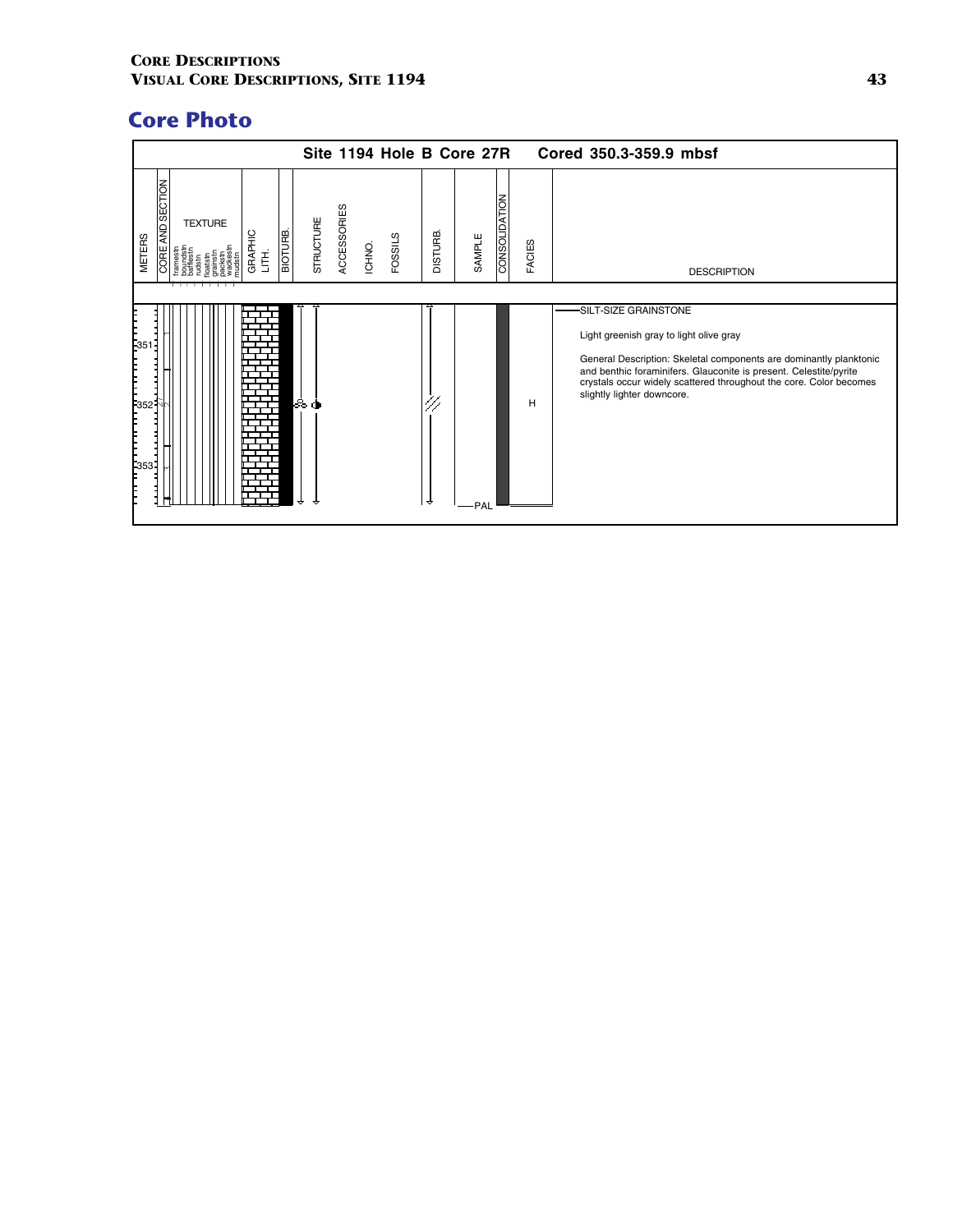## Core Photo

**Site 1194 Hole B Core 27R    Cored 350.3-359.9 mbsf**

| METERS | CORE AND SECTION | TEXTURE | GRAPHIC LITH. | BIOTURB. | STRUCTURE | ACCESSORIES | ICHNO. | FOSSILS | DISTURB. | SAMPLE | CONSOLIDATION | FACIES | DESCRIPTION |
|---|---|---|---|---|---|---|---|---|---|---|---|---|---|
| 351 | 1 | | | | | | | | | | | | SILT-SIZE GRAINSTONE |
| 352 | 2 | | | | | | | | | | | H | Light greenish gray to light olive gray |
| 353 | | | | | | | | | | PAL | | | General Description: Skeletal components are dominantly planktonic and benthic foraminifers. Glauconite is present. Celestite/pyrite crystals occur widely scattered throughout the core. Color becomes slightly lighter downcore. |

Texture scale: framestn, boundstn, bafflestn, rudstn, floatstn, grainstn, packstn, wackestn, mudstn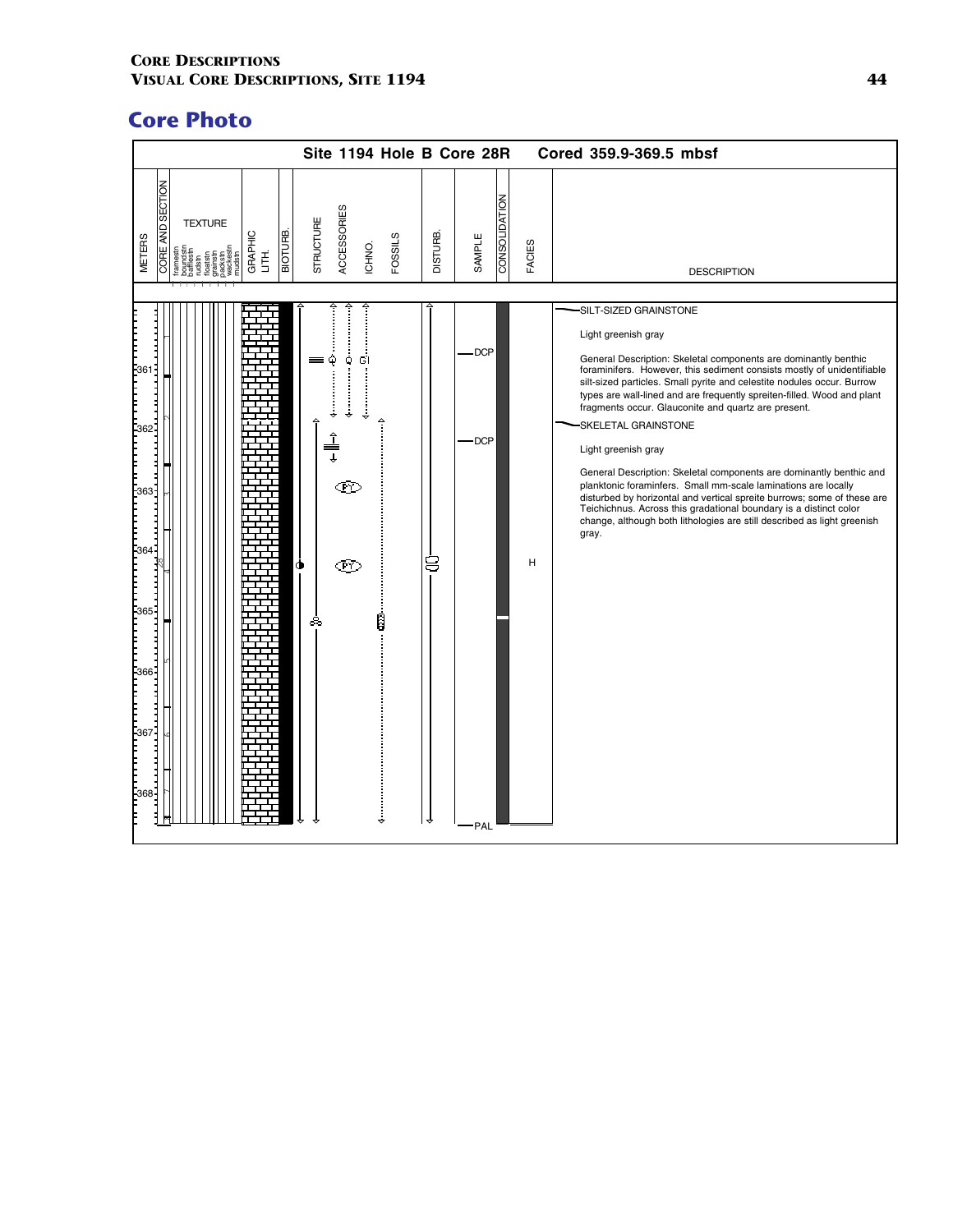## Core Photo

**Site 1194 Hole B Core 28R Cored 359.9-369.5 mbsf**

METERS | CORE AND SECTION | TEXTURE (framestn, boundstn, bafflestn, rudstn, floatstn, grainstn, packstn, wackestn, mudstn) | GRAPHIC LITH. | BIOTURB. | STRUCTURE | ACCESSORIES | ICHNO. | FOSSILS | DISTURB. | SAMPLE | CONSOLIDATION | FACIES | DESCRIPTION

Samples: DCP, DCP, PAL

Facies: H

**DESCRIPTION**

SILT-SIZED GRAINSTONE

Light greenish gray

General Description: Skeletal components are dominantly benthic foraminifers. However, this sediment consists mostly of unidentifiable silt-sized particles. Small pyrite and celestite nodules occur. Burrow types are wall-lined and are frequently spreiten-filled. Wood and plant fragments occur. Glauconite and quartz are present.

SKELETAL GRAINSTONE

Light greenish gray

General Description: Skeletal components are dominantly benthic and planktonic foraminifers. Small mm-scale laminations are locally disturbed by horizontal and vertical spreite burrows; some of these are Teichichnus. Across this gradational boundary is a distinct color change, although both lithologies are still described as light greenish gray.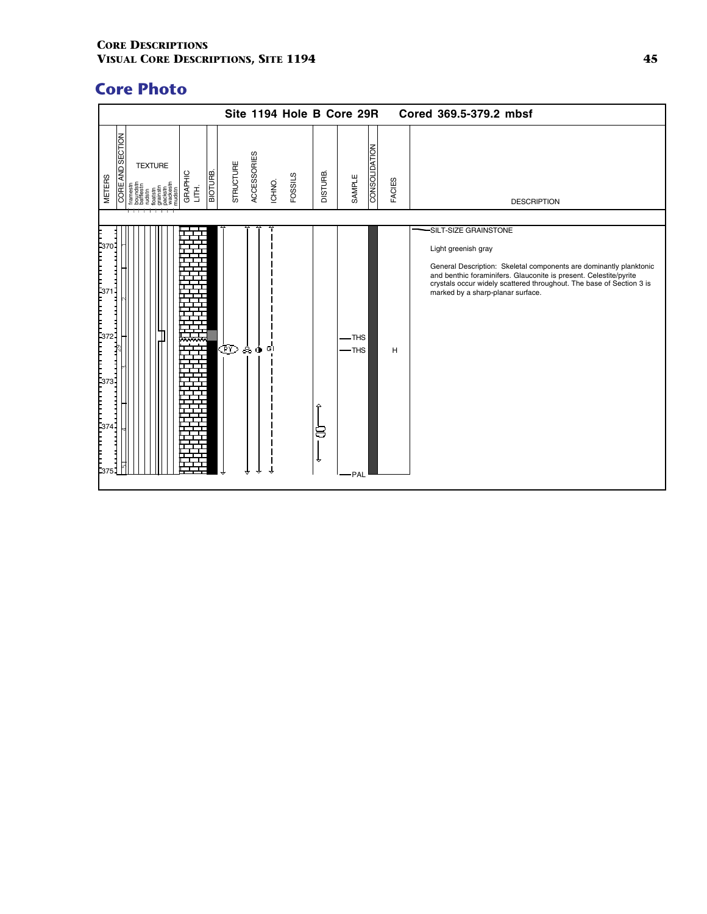## Core Photo

**Site 1194 Hole B Core 29R** — **Cored 369.5-379.2 mbsf**

| METERS | CORE AND SECTION | TEXTURE | GRAPHIC LITH. | BIOTURB. | STRUCTURE | ACCESSORIES | ICHNO. | FOSSILS | DISTURB. | SAMPLE | CONSOLIDATION | FACIES | DESCRIPTION |
|---|---|---|---|---|---|---|---|---|---|---|---|---|---|
| 370–375 | 29R, Sections 1–5, CC | | | | PY | Gl | | | | THS, THS, PAL | | H | SILT-SIZE GRAINSTONE |

SILT-SIZE GRAINSTONE

Light greenish gray

General Description: Skeletal components are dominantly planktonic and benthic foraminifers. Glauconite is present. Celestite/pyrite crystals occur widely scattered throughout. The base of Section 3 is marked by a sharp-planar surface.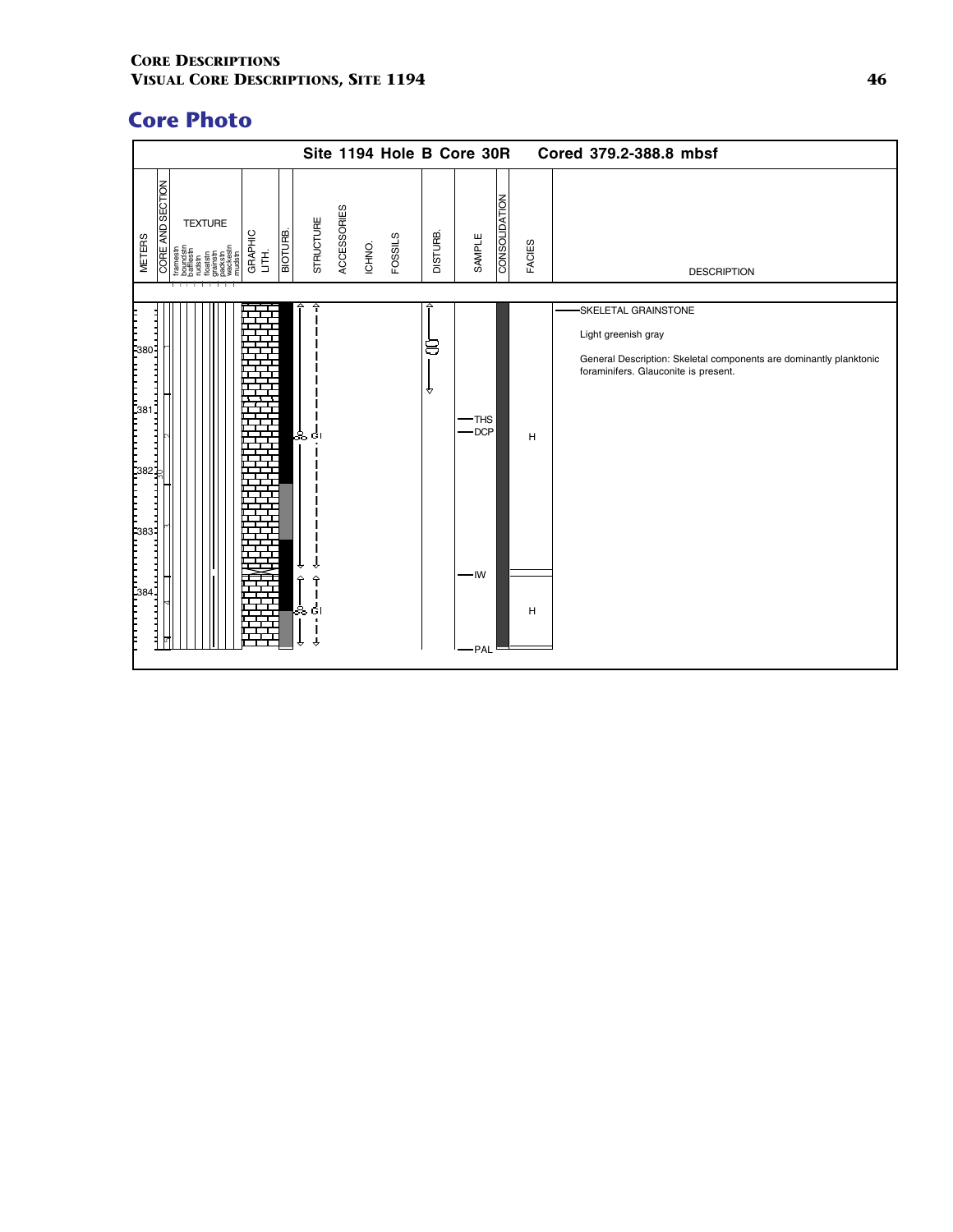## Core Photo

**Site 1194 Hole B Core 30R    Cored 379.2-388.8 mbsf**

| METERS | CORE AND SECTION | TEXTURE | GRAPHIC LITH. | BIOTURB. | STRUCTURE | ACCESSORIES | ICHNO. | FOSSILS | DISTURB. | SAMPLE | CONSOLIDATION | FACIES | DESCRIPTION |
|---|---|---|---|---|---|---|---|---|---|---|---|---|---|

Texture scale: framestn, boundstn, bafflestn, rudstn, floatstn, grainstn, packstn, wackestn, mudstn

Depth scale: 380, 381, 382, 383, 384

Sections: 1, 2, 30R, 3, 4, 5

Samples: THS, DCP, IW, PAL

Facies: H, H

SKELETAL GRAINSTONE

Light greenish gray

General Description: Skeletal components are dominantly planktonic foraminifers. Glauconite is present.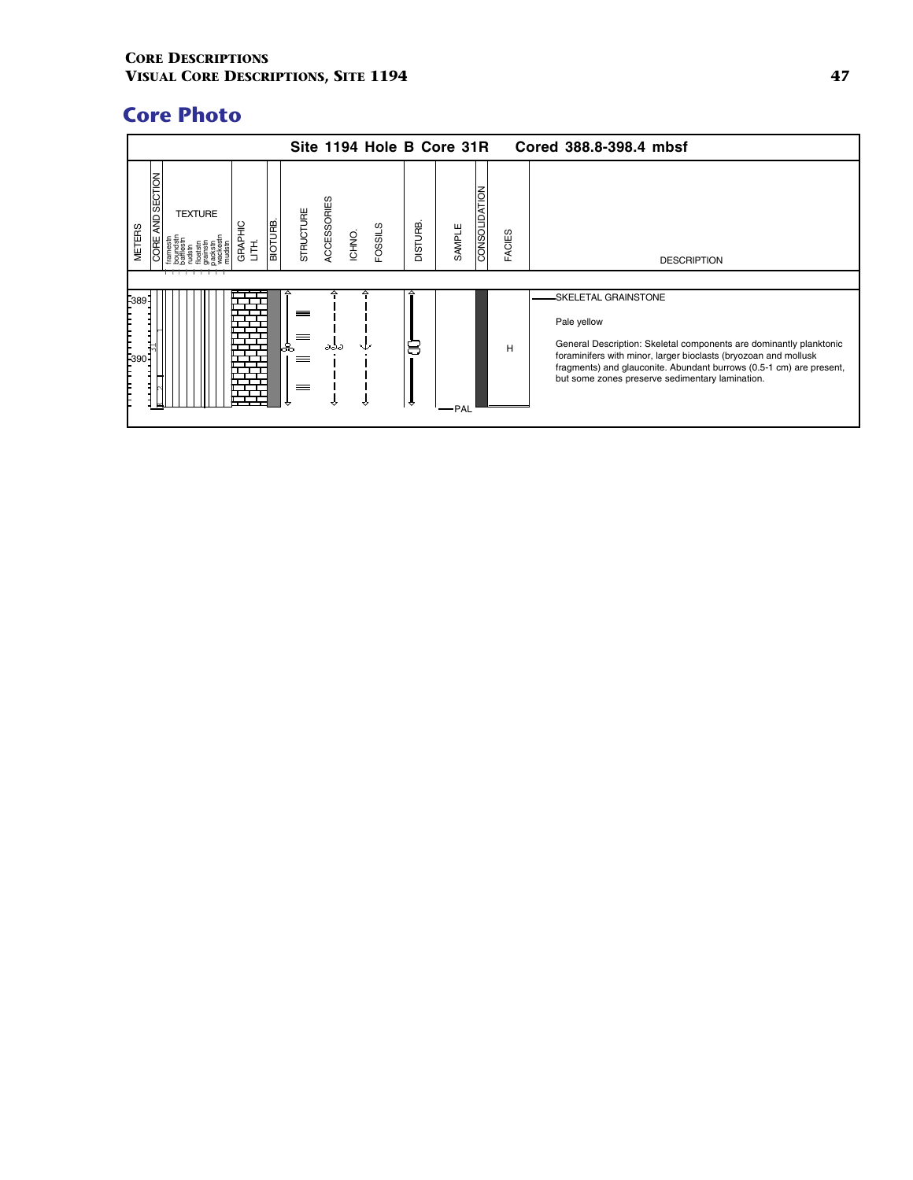## Core Photo

**Site 1194 Hole B Core 31R Cored 388.8-398.4 mbsf**

| METERS | CORE AND SECTION | TEXTURE | GRAPHIC LITH. | BIOTURB. | STRUCTURE | ACCESSORIES | ICHNO. | FOSSILS | DISTURB. | SAMPLE | CONSOLIDATION | FACIES | DESCRIPTION |
|---|---|---|---|---|---|---|---|---|---|---|---|---|---|
| 389–390 | 1, 2 | | | | | | | | | PAL | | H | SKELETAL GRAINSTONE |

SKELETAL GRAINSTONE

Pale yellow

General Description: Skeletal components are dominantly planktonic foraminifers with minor, larger bioclasts (bryozoan and mollusk fragments) and glauconite. Abundant burrows (0.5-1 cm) are present, but some zones preserve sedimentary lamination.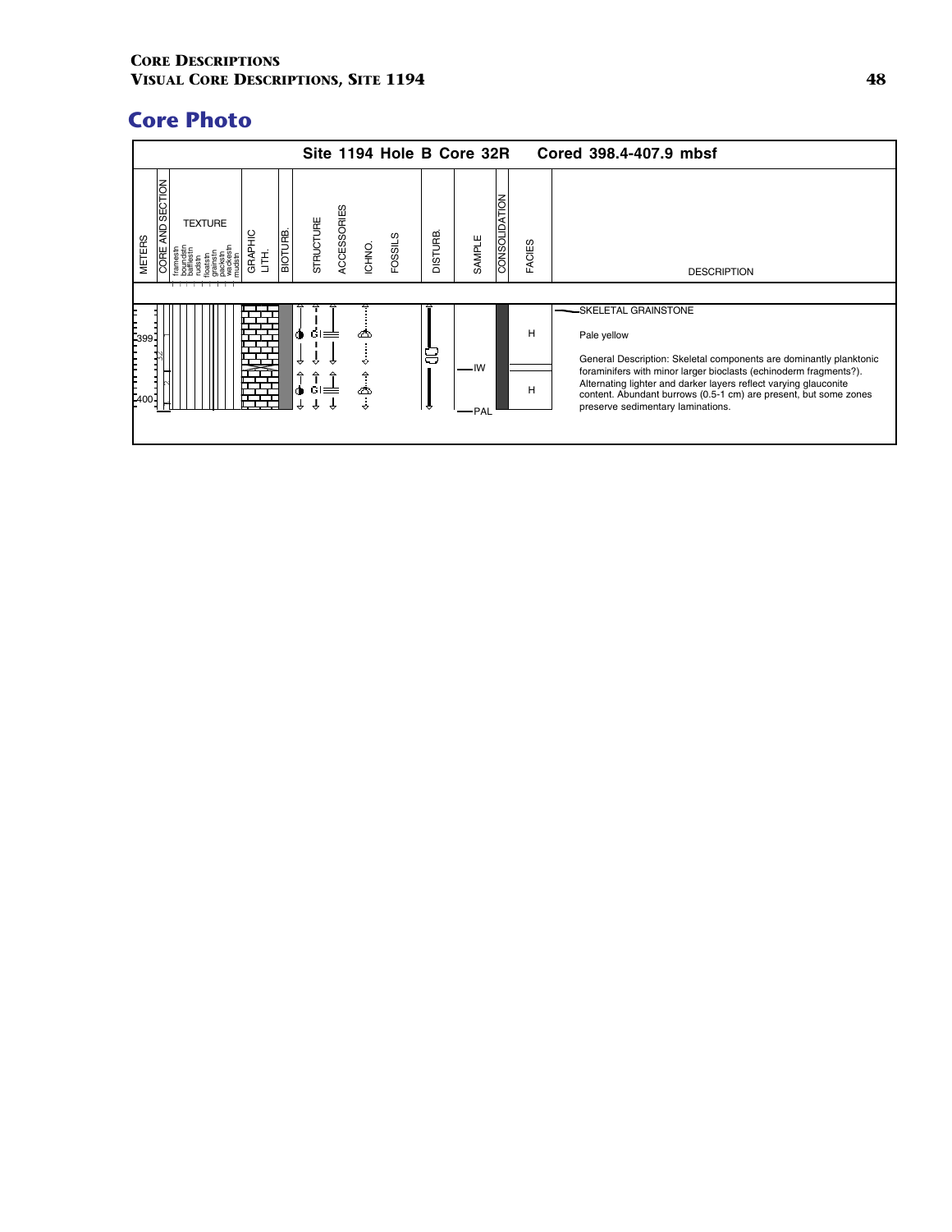## Core Photo

**Site 1194 Hole B Core 32R** Cored 398.4-407.9 mbsf

| METERS | CORE AND SECTION | TEXTURE | GRAPHIC LITH. | BIOTURB. | STRUCTURE | ACCESSORIES | ICHNO. | FOSSILS | DISTURB. | SAMPLE | CONSOLIDATION | FACIES | DESCRIPTION |
|---|---|---|---|---|---|---|---|---|---|---|---|---|---|
| 399 | 32 | | | | | Gl | | | | IW | | H | SKELETAL GRAINSTONE |
| 400 | 2 | | | | | Gl | | | | PAL | | H | |

SKELETAL GRAINSTONE

Pale yellow

General Description: Skeletal components are dominantly planktonic foraminifers with minor larger bioclasts (echinoderm fragments?). Alternating lighter and darker layers reflect varying glauconite content. Abundant burrows (0.5-1 cm) are present, but some zones preserve sedimentary laminations.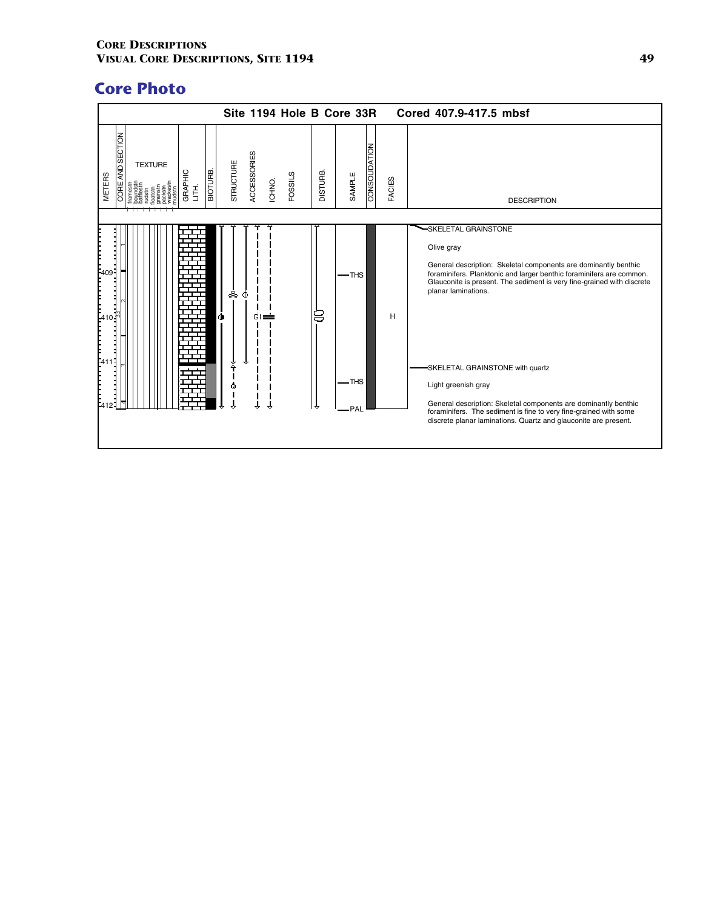## Core Photo

**Site 1194 Hole B Core 33R Cored 407.9-417.5 mbsf**

| METERS | CORE AND SECTION | TEXTURE | GRAPHIC LITH. | BIOTURB. | STRUCTURE | ACCESSORIES | ICHNO. | FOSSILS | DISTURB. | SAMPLE | CONSOLIDATION | FACIES | DESCRIPTION |
|---|---|---|---|---|---|---|---|---|---|---|---|---|---|
| 409 | | | | | | | | | | THS | | | |
| 410 | 33 | | | | | Gl | | | | | | H | |
| 411 | | | | | | | | | | THS | | | |
| 412 | | | | | | | | | | PAL | | | |

TEXTURE: framestn, boundstn, bafflestn, rudstn, floatstn, grainstn, packstn, wackestn, mudstn

**SKELETAL GRAINSTONE**

Olive gray

General description: Skeletal components are dominantly benthic foraminifers. Planktonic and larger benthic foraminifers are common. Glauconite is present. The sediment is very fine-grained with discrete planar laminations.

**SKELETAL GRAINSTONE with quartz**

Light greenish gray

General description: Skeletal components are dominantly benthic foraminifers. The sediment is fine to very fine-grained with some discrete planar laminations. Quartz and glauconite are present.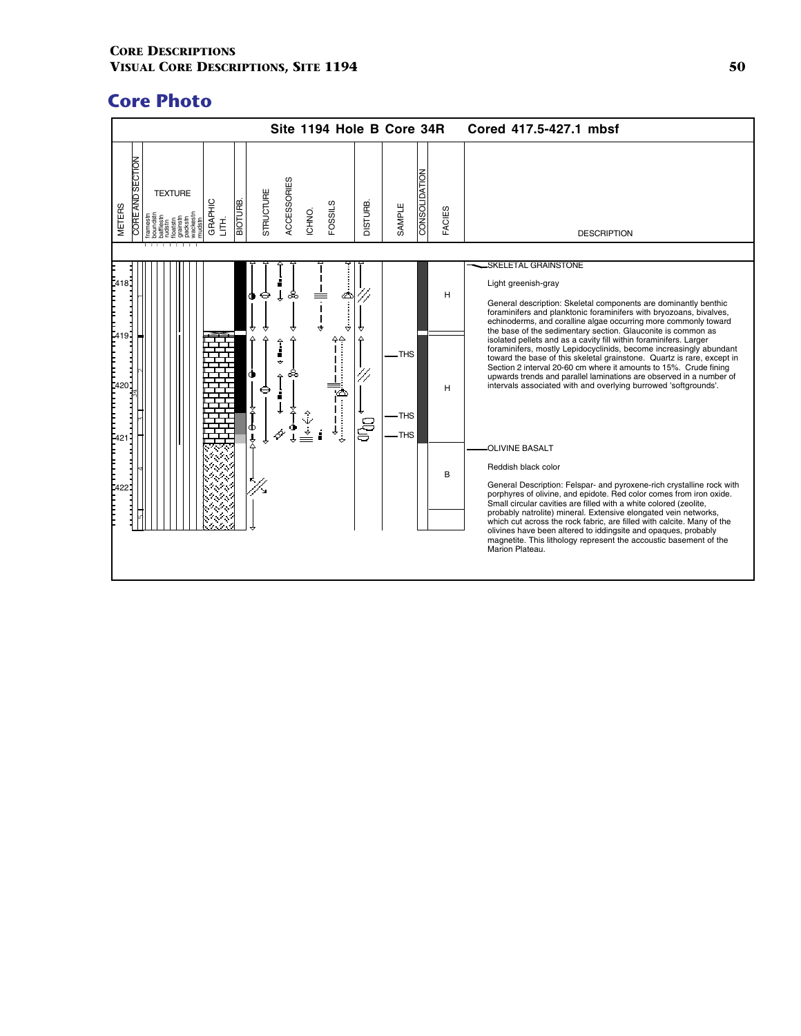## Core Photo

**Site 1194 Hole B Core 34R — Cored 417.5-427.1 mbsf**

METERS | CORE AND SECTION | TEXTURE (framestn, boundstn, bafflestn, rudstn, floatstn, grainstn, packstn, wackestn, mudstn) | GRAPHIC LITH. | BIOTURB. | STRUCTURE | ACCESSORIES | ICHNO. | FOSSILS | DISTURB. | SAMPLE | CONSOLIDATION | FACIES | DESCRIPTION

Samples: THS, THS, THS

Facies: H, H, B

**SKELETAL GRAINSTONE**

Light greenish-gray

General description: Skeletal components are dominantly benthic foraminifers and planktonic foraminifers with bryozoans, bivalves, echinoderms, and coralline algae occurring more commonly toward the base of the sedimentary section. Glauconite is common as isolated pellets and as a cavity fill within foraminifers. Larger foraminifers, mostly Lepidocyclinids, become increasingly abundant toward the base of this skeletal grainstone. Quartz is rare, except in Section 2 interval 20-60 cm where it amounts to 15%. Crude fining upwards trends and parallel laminations are observed in a number of intervals associated with and overlying burrowed 'softgrounds'.

**OLIVINE BASALT**

Reddish black color

General Description: Felspar- and pyroxene-rich crystalline rock with porphyres of olivine, and epidote. Red color comes from iron oxide. Small circular cavities are filled with a white colored (zeolite, probably natrolite) mineral. Extensive elongated vein networks, which cut across the rock fabric, are filled with calcite. Many of the olivines have been altered to iddingsite and opaques, probably magnetite. This lithology represent the accoustic basement of the Marion Plateau.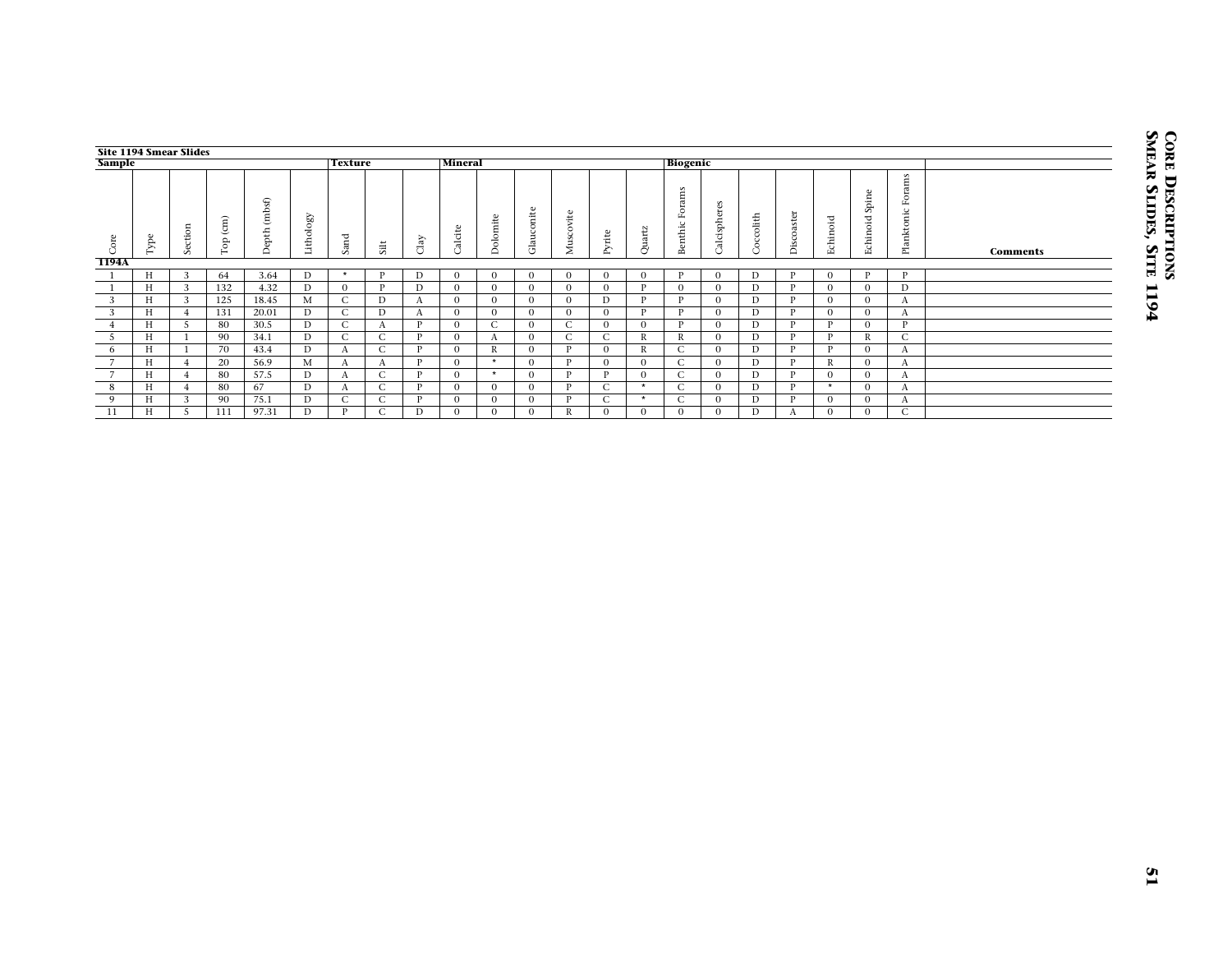**Site 1194 Smear Slides**

| Sample | | | | | | Texture | | | Mineral | | | | | | Biogenic | | | | | | | |
|---|---|---|---|---|---|---|---|---|---|---|---|---|---|---|---|---|---|---|---|---|---|---|
| Core | Type | Section | Top (cm) | Depth (mbsf) | Lithology | Sand | Silt | Clay | Calcite | Dolomite | Glauconite | Muscovite | Pyrite | Quartz | Benthic Forams | Calcispheres | Coccolith | Discoaster | Echinoid | Echinoid Spine | Planktonic Forams | Comments |
| **1194A** | | | | | | | | | | | | | | | | | | | | | | |
| 1 | H | 3 | 64 | 3.64 | D | * | P | D | 0 | 0 | 0 | 0 | 0 | 0 | P | 0 | D | P | 0 | P | P | |
| 1 | H | 3 | 132 | 4.32 | D | 0 | P | D | 0 | 0 | 0 | 0 | 0 | P | 0 | 0 | D | P | 0 | 0 | D | |
| 3 | H | 3 | 125 | 18.45 | M | C | D | A | 0 | 0 | 0 | 0 | D | P | P | 0 | D | P | 0 | 0 | A | |
| 3 | H | 4 | 131 | 20.01 | D | C | D | A | 0 | 0 | 0 | 0 | 0 | P | P | 0 | D | P | 0 | 0 | A | |
| 4 | H | 5 | 80 | 30.5 | D | C | A | P | 0 | C | 0 | C | 0 | 0 | P | 0 | D | P | P | 0 | P | |
| 5 | H | 1 | 90 | 34.1 | D | C | C | P | 0 | A | 0 | C | C | R | R | 0 | D | P | P | R | C | |
| 6 | H | 1 | 70 | 43.4 | D | A | C | P | 0 | R | 0 | P | 0 | R | C | 0 | D | P | P | 0 | A | |
| 7 | H | 4 | 20 | 56.9 | M | A | A | P | 0 | * | 0 | P | 0 | 0 | C | 0 | D | P | R | 0 | A | |
| 7 | H | 4 | 80 | 57.5 | D | A | C | P | 0 | * | 0 | P | P | 0 | C | 0 | D | P | 0 | 0 | A | |
| 8 | H | 4 | 80 | 67 | D | A | C | P | 0 | 0 | 0 | P | C | * | C | 0 | D | P | * | 0 | A | |
| 9 | H | 3 | 90 | 75.1 | D | C | C | P | 0 | 0 | 0 | P | C | * | C | 0 | D | P | 0 | 0 | A | |
| 11 | H | 5 | 111 | 97.31 | D | P | C | D | 0 | 0 | 0 | R | 0 | 0 | 0 | 0 | D | A | 0 | 0 | C | |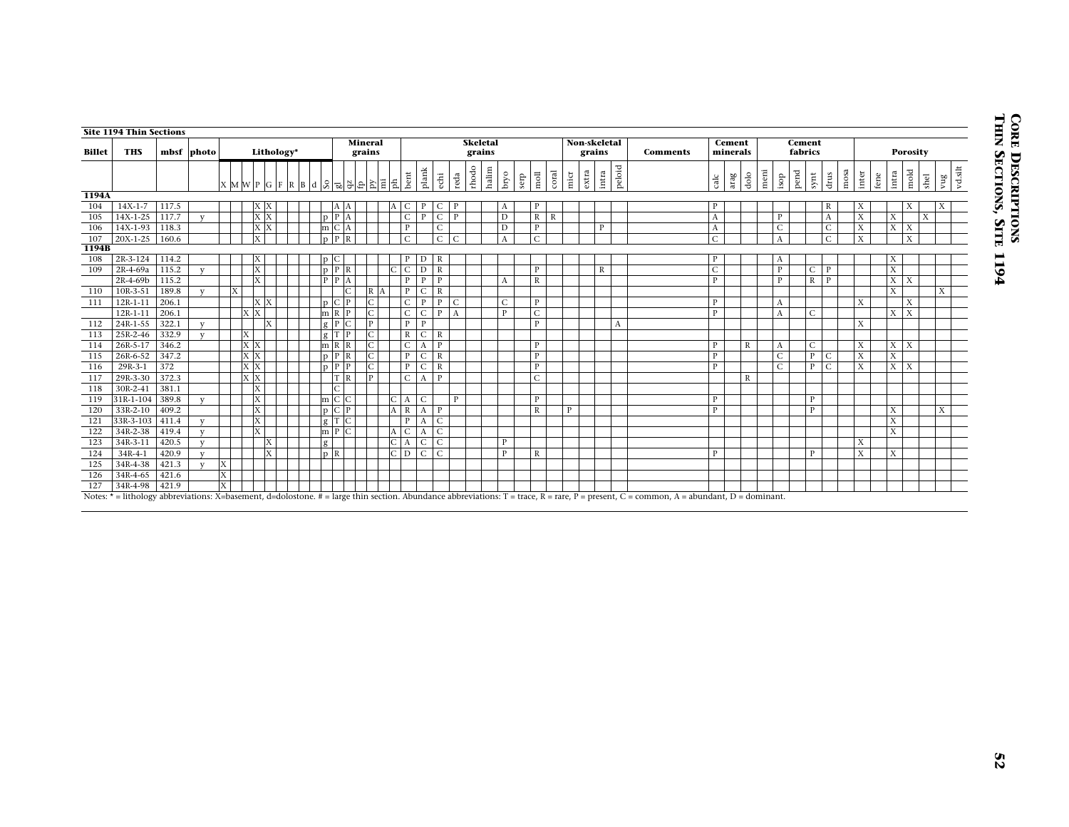**Site 1194 Thin Sections**

| Billet | THS | mbsf | photo | Lithology* | | | | | | | | | | | Mineral grains | | | | | Skeletal grains | | | | | | | | | | Non-skeletal grains | | | | Comments | Cement minerals | | | Cement fabrics | | | | | | Porosity | | | | | | |
|---|---|---|---|---|---|---|---|---|---|---|---|---|---|---|---|---|---|---|---|---|---|---|---|---|---|---|---|---|---|---|---|---|---|---|---|---|---|---|---|---|---|---|---|---|---|---|---|---|---|---|
| | | | | X | M | W | P | G | F | R | B | d | So | gl | qz | fp | py | mi | ph | bent | plank | echi | reda | rhodo | halim | bryo | serp | moll | coral | micr | extra | intra | peloid | | calc | arag | dolo | meni | isop | pend | synt | drus | mosa | inter | fene | intra | mold | shel | vug | vd.silt |
| **1194A** | | | | | | | | | | | | | | | | | | | | | | | | | | | | | | | | | | | | | | | | | | | | | | | | | | |
| 104 | 14X-1-7 | 117.5 | | | | | X | X | | | | | | A | A | | | | A | C | P | C | P | | | A | | P | | | | | | | P | | | | | | | R | | X | | | X | | X | |
| 105 | 14X-1-25 | 117.7 | y | | | | X | X | | | | | p | P | A | | | | | C | P | C | P | | | D | | R | R | | | | | | A | | | | P | | | A | | X | | X | | X | | |
| 106 | 14X-1-93 | 118.3 | | | | | X | X | | | | | m | C | A | | | | | P | | C | | | | D | | P | | | | P | | | A | | | | C | | | C | | X | | X | X | | | |
| 107 | 20X-1-25 | 160.6 | | | | | X | | | | | | p | P | R | | | | | C | | C | C | | | A | | C | | | | | | | C | | | | A | | | C | | X | | | X | | | |
| **1194B** | | | | | | | | | | | | | | | | | | | | | | | | | | | | | | | | | | | | | | | | | | | | | | | | | | |
| 108 | 2R-3-124 | 114.2 | | | | | X | | | | | | p | C | | | | | | P | D | R | | | | | | | | | | | | | P | | | | A | | | | | | | X | | | | |
| 109 | 2R-4-69a | 115.2 | y | | | | X | | | | | | p | P | R | | | | C | C | D | R | | | | | | P | | | | R | | | C | | | | P | | C | P | | | | X | | | | |
| | 2R-4-69b | 115.2 | | | | | X | | | | | | P | P | A | | | | | P | P | P | | | | A | | R | | | | | | | P | | | | P | | R | P | | | | X | X | | | |
| 110 | 10R-3-51 | 189.8 | y | | | X | | | | | | | | | C | | R | A | | P | C | R | | | | | | | | | | | | | | | | | | | | | | | | X | | | X | |
| 111 | 12R-1-11 | 206.1 | | | | | X | X | | | | | p | C | P | | C | | | C | P | P | C | | | C | | P | | | | | | | P | | | | A | | | | | X | | | X | | | |
| | 12R-1-11 | 206.1 | | | | X | X | | | | | | m | R | P | | C | | | C | C | P | A | | | P | | C | | | | | | | P | | | | A | | C | | | | | X | X | | | |
| 112 | 24R-1-55 | 322.1 | y | | | | | X | | | | | g | P | C | | P | | | P | P | | | | | | | P | | | | | A | | | | | | | | | | | X | | | | | | |
| 113 | 25R-2-46 | 332.9 | y | | | X | | | | | | | g | T | P | | C | | | R | C | R | | | | | | | | | | | | | | | | | | | | | | | | | | | | |
| 114 | 26R-5-17 | 346.2 | | | | X | X | | | | | | m | R | R | | C | | | C | A | P | | | | | | P | | | | | | | P | | R | | A | | C | | | X | | X | X | | | |
| 115 | 26R-6-52 | 347.2 | | | | X | X | | | | | | p | P | R | | C | | | P | C | R | | | | | | P | | | | | | | P | | | | C | | P | C | | X | | X | | | | |
| 116 | 29R-3-1 | 372 | | | | X | X | | | | | | p | P | P | | C | | | P | C | R | | | | | | P | | | | | | | P | | | | C | | P | C | | X | | X | X | | | |
| 117 | 29R-3-30 | 372.3 | | | | X | X | | | | | | | T | R | | P | | | C | A | P | | | | | | C | | | | | | | | | R | | | | | | | | | | | | | |
| 118 | 30R-2-41 | 381.1 | | | | | X | | | | | | | C | | | | | | | | | | | | | | | | | | | | | | | | | | | | | | | | | | | | |
| 119 | 31R-1-104 | 389.8 | y | | | | X | | | | | | m | C | C | | | | C | A | C | | P | | | | | P | | | | | | | P | | | | | | P | | | | | | | | | |
| 120 | 33R-2-10 | 409.2 | | | | | X | | | | | | p | C | P | | | | A | R | A | P | | | | | | R | | P | | | | | P | | | | | | P | | | | | X | | | X | |
| 121 | 33R-3-103 | 411.4 | y | | | | X | | | | | | g | T | C | | | | | P | A | C | | | | | | | | | | | | | | | | | | | | | | | | X | | | | |
| 122 | 34R-2-38 | 419.4 | y | | | | X | | | | | | m | P | C | | | | A | C | A | C | | | | | | | | | | | | | | | | | | | | | | | | X | | | | |
| 123 | 34R-3-11 | 420.5 | y | | | | | X | | | | | g | | | | | | C | A | C | C | | | | P | | | | | | | | | | | | | | | | | | X | | | | | | |
| 124 | 34R-4-1 | 420.9 | y | | | | | X | | | | | p | R | | | | | C | D | C | C | | | | P | | R | | | | | | | P | | | | | | P | | | X | | X | | | | |
| 125 | 34R-4-38 | 421.3 | y | X | | | | | | | | | | | | | | | | | | | | | | | | | | | | | | | | | | | | | | | | | | | | | | |
| 126 | 34R-4-65 | 421.6 | | X | | | | | | | | | | | | | | | | | | | | | | | | | | | | | | | | | | | | | | | | | | | | | | |
| 127 | 34R-4-98 | 421.9 | | X | | | | | | | | | | | | | | | | | | | | | | | | | | | | | | | | | | | | | | | | | | | | | | |

Notes: * = lithology abbreviations: X=basement, d=dolostone. # = large thin section. Abundance abbreviations: T = trace, R = rare, P = present, C = common, A = abundant, D = dominant.